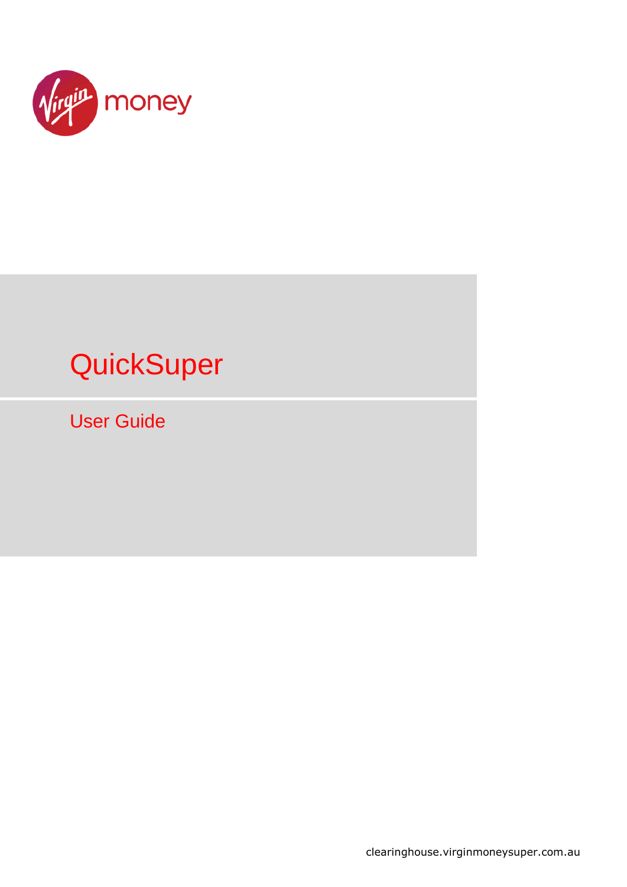# QuickSuper

## User Guide

clearinghouse.virginmoneysuper.com.au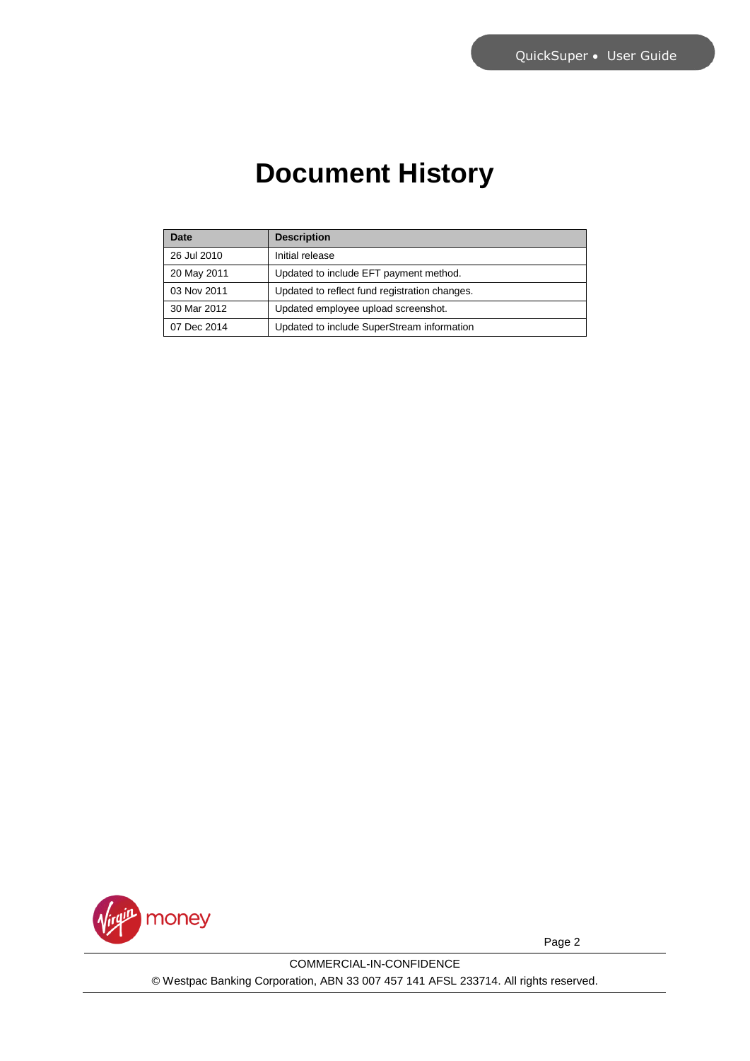# Document History

| Date | Description |
|---|---|
| 26 Jul 2010 | Initial release |
| 20 May 2011 | Updated to include EFT payment method. |
| 03 Nov 2011 | Updated to reflect fund registration changes. |
| 30 Mar 2012 | Updated employee upload screenshot. |
| 07 Dec 2014 | Updated to include SuperStream information |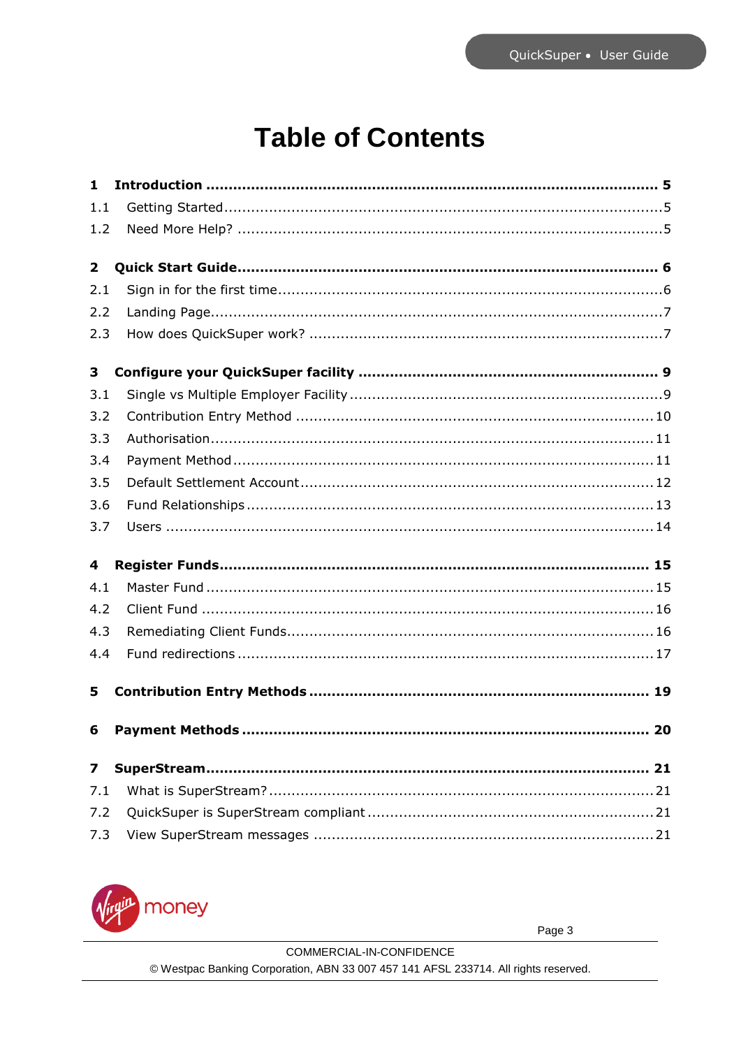# Table of Contents

| | | |
|---|---|---|
| **1** | **Introduction** | **5** |
| 1.1 | Getting Started | 5 |
| 1.2 | Need More Help? | 5 |
| **2** | **Quick Start Guide** | **6** |
| 2.1 | Sign in for the first time | 6 |
| 2.2 | Landing Page | 7 |
| 2.3 | How does QuickSuper work? | 7 |
| **3** | **Configure your QuickSuper facility** | **9** |
| 3.1 | Single vs Multiple Employer Facility | 9 |
| 3.2 | Contribution Entry Method | 10 |
| 3.3 | Authorisation | 11 |
| 3.4 | Payment Method | 11 |
| 3.5 | Default Settlement Account | 12 |
| 3.6 | Fund Relationships | 13 |
| 3.7 | Users | 14 |
| **4** | **Register Funds** | **15** |
| 4.1 | Master Fund | 15 |
| 4.2 | Client Fund | 16 |
| 4.3 | Remediating Client Funds | 16 |
| 4.4 | Fund redirections | 17 |
| **5** | **Contribution Entry Methods** | **19** |
| **6** | **Payment Methods** | **20** |
| **7** | **SuperStream** | **21** |
| 7.1 | What is SuperStream? | 21 |
| 7.2 | QuickSuper is SuperStream compliant | 21 |
| 7.3 | View SuperStream messages | 21 |

COMMERCIAL-IN-CONFIDENCE

© Westpac Banking Corporation, ABN 33 007 457 141 AFSL 233714. All rights reserved.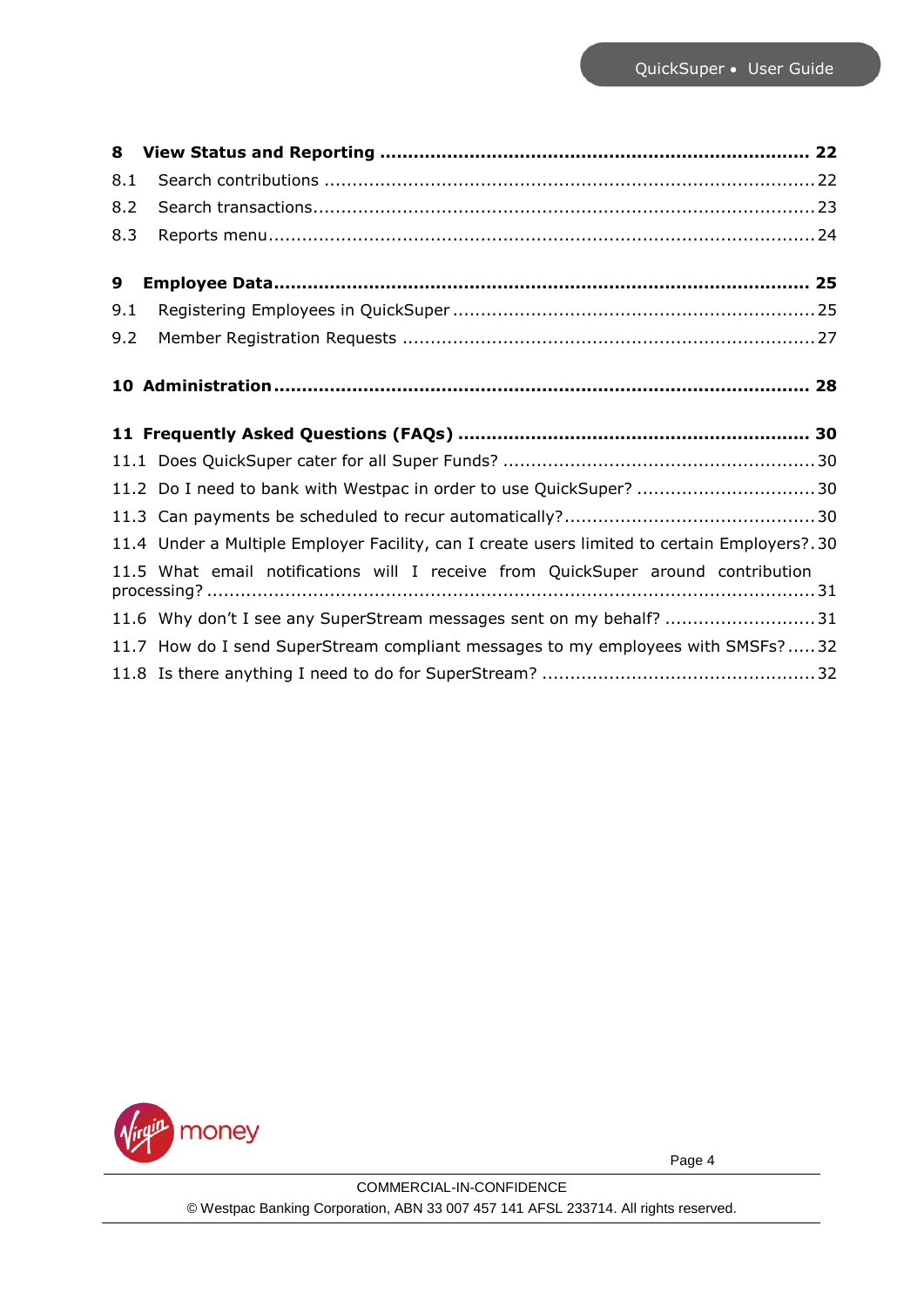**8 View Status and Reporting ........................................................................ 22**

8.1 Search contributions ........................................................................ 22

8.2 Search transactions ........................................................................ 23

8.3 Reports menu ........................................................................ 24

**9 Employee Data ........................................................................ 25**

9.1 Registering Employees in QuickSuper ........................................................................ 25

9.2 Member Registration Requests ........................................................................ 27

**10 Administration ........................................................................ 28**

**11 Frequently Asked Questions (FAQs) ........................................................................ 30**

11.1 Does QuickSuper cater for all Super Funds? ........................................................................ 30

11.2 Do I need to bank with Westpac in order to use QuickSuper? ........................................................................ 30

11.3 Can payments be scheduled to recur automatically? ........................................................................ 30

11.4 Under a Multiple Employer Facility, can I create users limited to certain Employers? . 30

11.5 What email notifications will I receive from QuickSuper around contribution processing? ........................................................................ 31

11.6 Why don't I see any SuperStream messages sent on my behalf? ........................................................................ 31

11.7 How do I send SuperStream compliant messages to my employees with SMSFs? ..... 32

11.8 Is there anything I need to do for SuperStream? ........................................................................ 32

COMMERCIAL-IN-CONFIDENCE

© Westpac Banking Corporation, ABN 33 007 457 141 AFSL 233714. All rights reserved.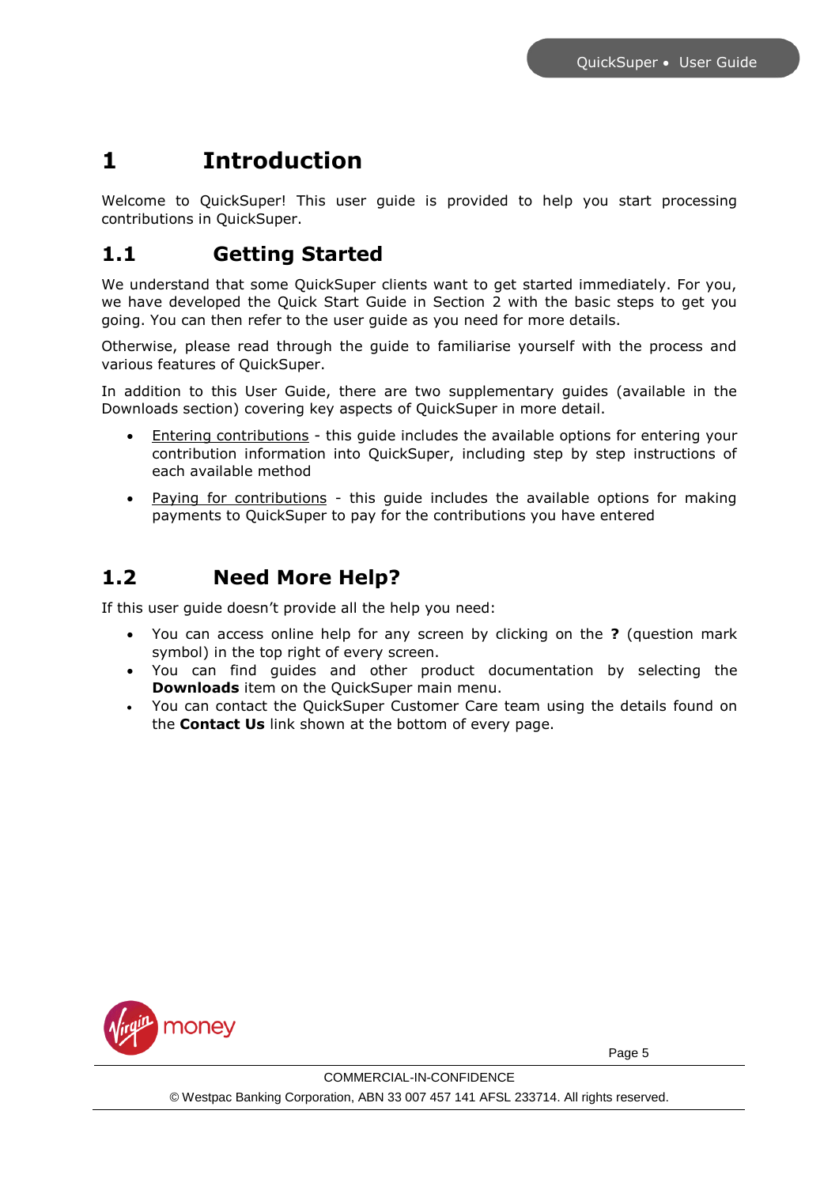# 1 Introduction

Welcome to QuickSuper! This user guide is provided to help you start processing contributions in QuickSuper.

## 1.1 Getting Started

We understand that some QuickSuper clients want to get started immediately. For you, we have developed the Quick Start Guide in Section 2 with the basic steps to get you going. You can then refer to the user guide as you need for more details.

Otherwise, please read through the guide to familiarise yourself with the process and various features of QuickSuper.

In addition to this User Guide, there are two supplementary guides (available in the Downloads section) covering key aspects of QuickSuper in more detail.

- Entering contributions - this guide includes the available options for entering your contribution information into QuickSuper, including step by step instructions of each available method
- Paying for contributions - this guide includes the available options for making payments to QuickSuper to pay for the contributions you have entered

## 1.2 Need More Help?

If this user guide doesn't provide all the help you need:

- You can access online help for any screen by clicking on the **?** (question mark symbol) in the top right of every screen.
- You can find guides and other product documentation by selecting the **Downloads** item on the QuickSuper main menu.
- You can contact the QuickSuper Customer Care team using the details found on the **Contact Us** link shown at the bottom of every page.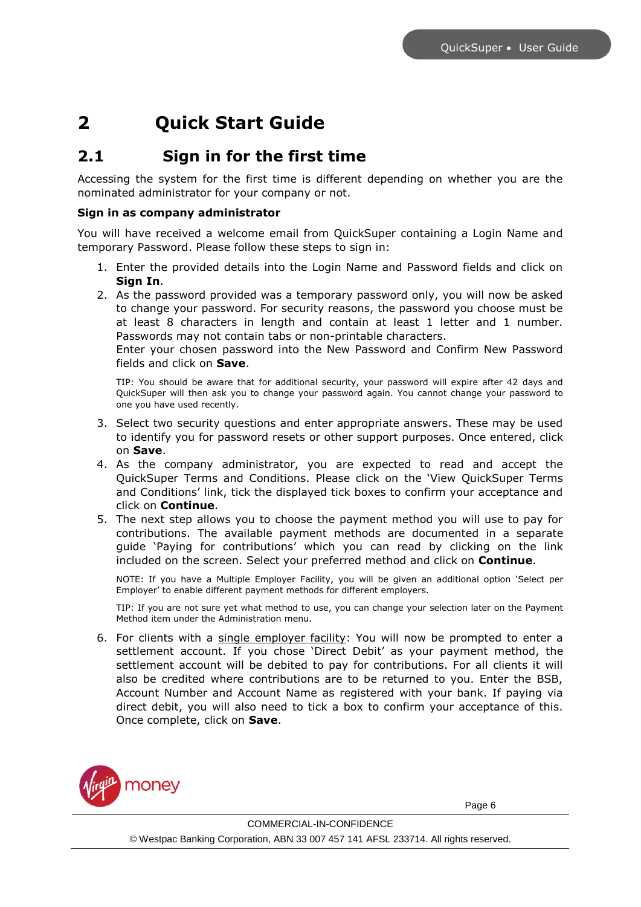# 2 Quick Start Guide

## 2.1 Sign in for the first time

Accessing the system for the first time is different depending on whether you are the nominated administrator for your company or not.

**Sign in as company administrator**

You will have received a welcome email from QuickSuper containing a Login Name and temporary Password. Please follow these steps to sign in:

1. Enter the provided details into the Login Name and Password fields and click on **Sign In**.
2. As the password provided was a temporary password only, you will now be asked to change your password. For security reasons, the password you choose must be at least 8 characters in length and contain at least 1 letter and 1 number. Passwords may not contain tabs or non-printable characters.
   Enter your chosen password into the New Password and Confirm New Password fields and click on **Save**.

   TIP: You should be aware that for additional security, your password will expire after 42 days and QuickSuper will then ask you to change your password again. You cannot change your password to one you have used recently.

3. Select two security questions and enter appropriate answers. These may be used to identify you for password resets or other support purposes. Once entered, click on **Save**.
4. As the company administrator, you are expected to read and accept the QuickSuper Terms and Conditions. Please click on the 'View QuickSuper Terms and Conditions' link, tick the displayed tick boxes to confirm your acceptance and click on **Continue**.
5. The next step allows you to choose the payment method you will use to pay for contributions. The available payment methods are documented in a separate guide 'Paying for contributions' which you can read by clicking on the link included on the screen. Select your preferred method and click on **Continue**.

   NOTE: If you have a Multiple Employer Facility, you will be given an additional option 'Select per Employer' to enable different payment methods for different employers.

   TIP: If you are not sure yet what method to use, you can change your selection later on the Payment Method item under the Administration menu.

6. For clients with a single employer facility: You will now be prompted to enter a settlement account. If you chose 'Direct Debit' as your payment method, the settlement account will be debited to pay for contributions. For all clients it will also be credited where contributions are to be returned to you. Enter the BSB, Account Number and Account Name as registered with your bank. If paying via direct debit, you will also need to tick a box to confirm your acceptance of this. Once complete, click on **Save**.

COMMERCIAL-IN-CONFIDENCE

© Westpac Banking Corporation, ABN 33 007 457 141 AFSL 233714. All rights reserved.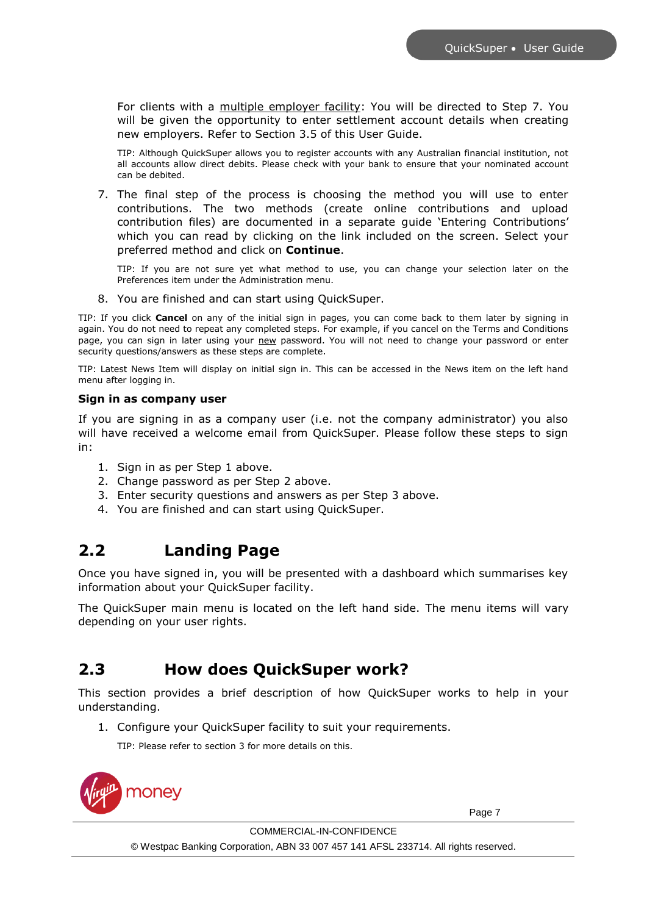For clients with a multiple employer facility: You will be directed to Step 7. You will be given the opportunity to enter settlement account details when creating new employers. Refer to Section 3.5 of this User Guide.

TIP: Although QuickSuper allows you to register accounts with any Australian financial institution, not all accounts allow direct debits. Please check with your bank to ensure that your nominated account can be debited.

7. The final step of the process is choosing the method you will use to enter contributions. The two methods (create online contributions and upload contribution files) are documented in a separate guide 'Entering Contributions' which you can read by clicking on the link included on the screen. Select your preferred method and click on **Continue**.

   TIP: If you are not sure yet what method to use, you can change your selection later on the Preferences item under the Administration menu.

8. You are finished and can start using QuickSuper.

TIP: If you click **Cancel** on any of the initial sign in pages, you can come back to them later by signing in again. You do not need to repeat any completed steps. For example, if you cancel on the Terms and Conditions page, you can sign in later using your new password. You will not need to change your password or enter security questions/answers as these steps are complete.

TIP: Latest News Item will display on initial sign in. This can be accessed in the News item on the left hand menu after logging in.

**Sign in as company user**

If you are signing in as a company user (i.e. not the company administrator) you also will have received a welcome email from QuickSuper. Please follow these steps to sign in:

1. Sign in as per Step 1 above.
2. Change password as per Step 2 above.
3. Enter security questions and answers as per Step 3 above.
4. You are finished and can start using QuickSuper.

## 2.2 Landing Page

Once you have signed in, you will be presented with a dashboard which summarises key information about your QuickSuper facility.

The QuickSuper main menu is located on the left hand side. The menu items will vary depending on your user rights.

## 2.3 How does QuickSuper work?

This section provides a brief description of how QuickSuper works to help in your understanding.

1. Configure your QuickSuper facility to suit your requirements.

   TIP: Please refer to section 3 for more details on this.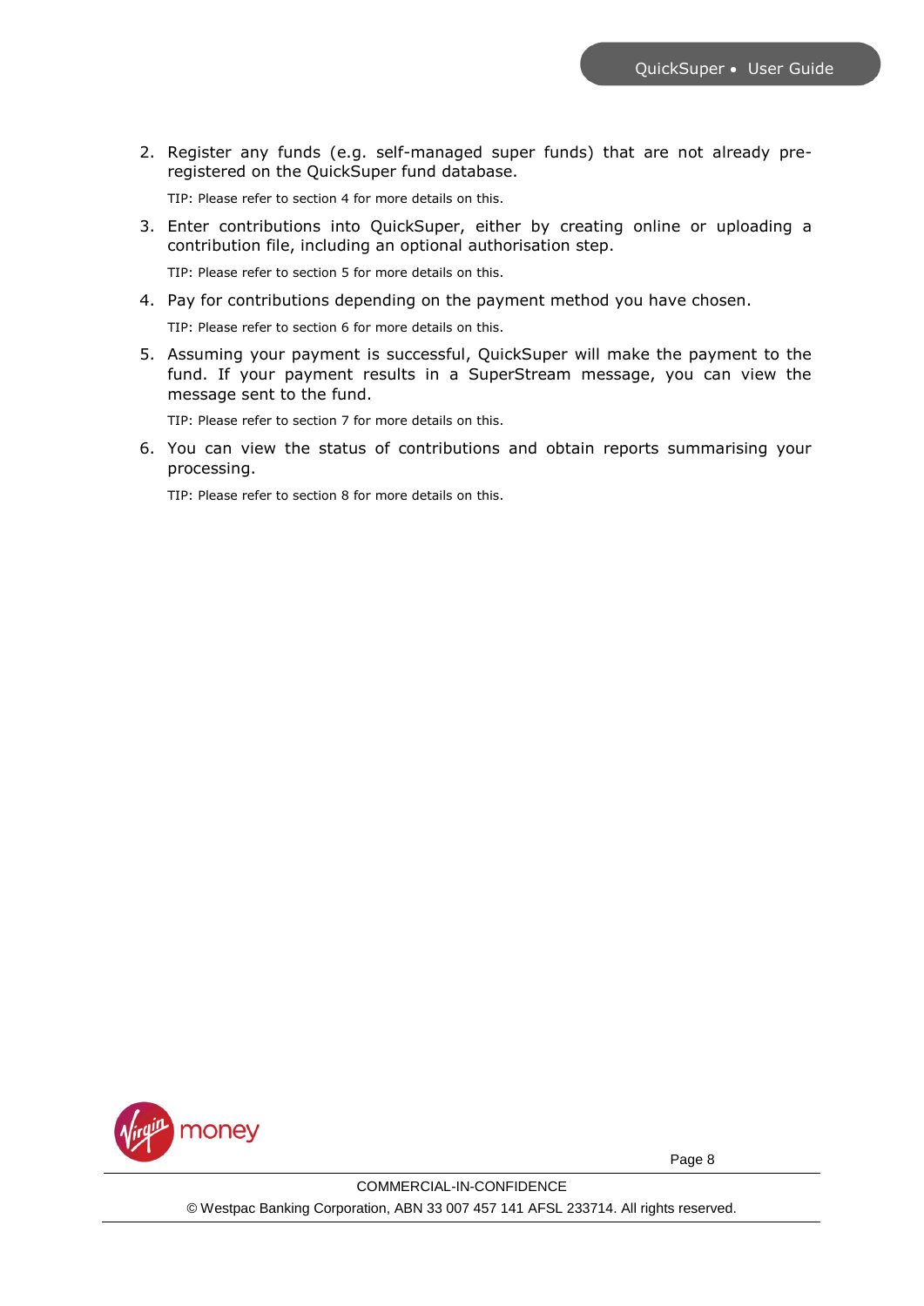2. Register any funds (e.g. self-managed super funds) that are not already pre-registered on the QuickSuper fund database.

   TIP: Please refer to section 4 for more details on this.

3. Enter contributions into QuickSuper, either by creating online or uploading a contribution file, including an optional authorisation step.

   TIP: Please refer to section 5 for more details on this.

4. Pay for contributions depending on the payment method you have chosen.

   TIP: Please refer to section 6 for more details on this.

5. Assuming your payment is successful, QuickSuper will make the payment to the fund. If your payment results in a SuperStream message, you can view the message sent to the fund.

   TIP: Please refer to section 7 for more details on this.

6. You can view the status of contributions and obtain reports summarising your processing.

   TIP: Please refer to section 8 for more details on this.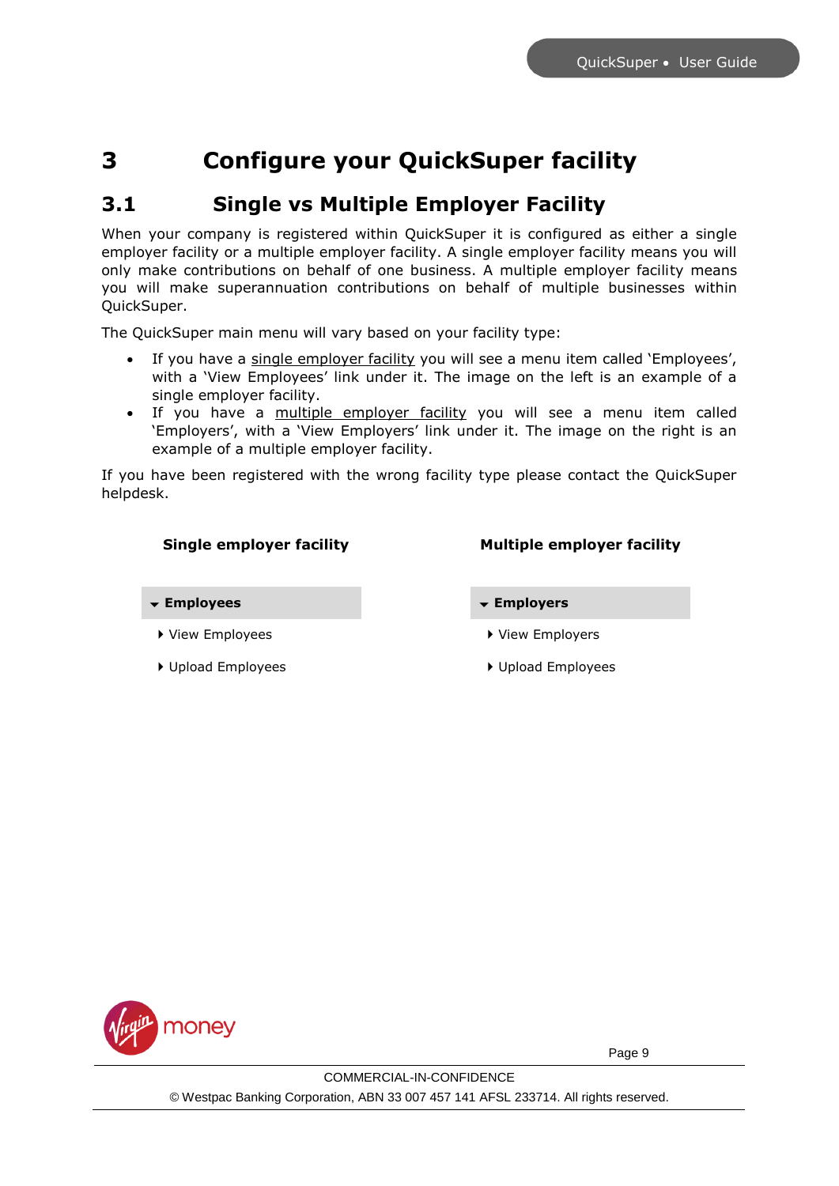# 3 Configure your QuickSuper facility

## 3.1 Single vs Multiple Employer Facility

When your company is registered within QuickSuper it is configured as either a single employer facility or a multiple employer facility. A single employer facility means you will only make contributions on behalf of one business. A multiple employer facility means you will make superannuation contributions on behalf of multiple businesses within QuickSuper.

The QuickSuper main menu will vary based on your facility type:

- If you have a single employer facility you will see a menu item called 'Employees', with a 'View Employees' link under it. The image on the left is an example of a single employer facility.
- If you have a multiple employer facility you will see a menu item called 'Employers', with a 'View Employers' link under it. The image on the right is an example of a multiple employer facility.

If you have been registered with the wrong facility type please contact the QuickSuper helpdesk.

| **Single employer facility** | **Multiple employer facility** |
|---|---|
| ▾ **Employees** | ▾ **Employers** |
| ▸ View Employees | ▸ View Employers |
| ▸ Upload Employees | ▸ Upload Employees |

COMMERCIAL-IN-CONFIDENCE

© Westpac Banking Corporation, ABN 33 007 457 141 AFSL 233714. All rights reserved.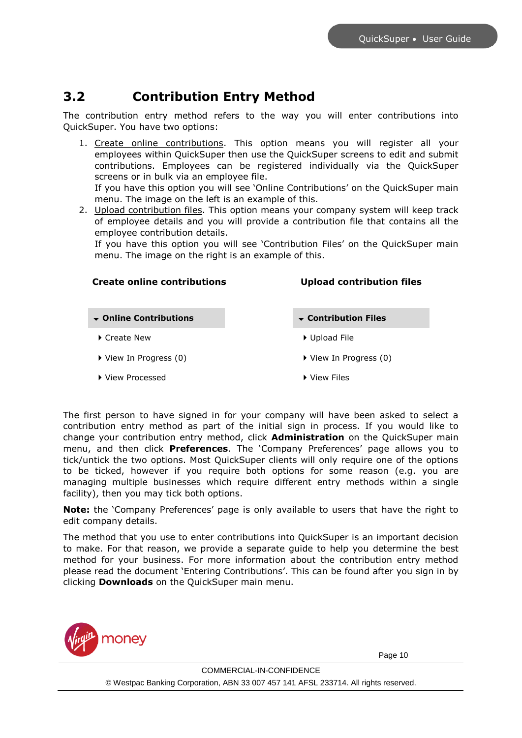## 3.2 Contribution Entry Method

The contribution entry method refers to the way you will enter contributions into QuickSuper. You have two options:

1. Create online contributions. This option means you will register all your employees within QuickSuper then use the QuickSuper screens to edit and submit contributions. Employees can be registered individually via the QuickSuper screens or in bulk via an employee file.
   If you have this option you will see 'Online Contributions' on the QuickSuper main menu. The image on the left is an example of this.
2. Upload contribution files. This option means your company system will keep track of employee details and you will provide a contribution file that contains all the employee contribution details.
   If you have this option you will see 'Contribution Files' on the QuickSuper main menu. The image on the right is an example of this.

| **Create online contributions** | **Upload contribution files** |
|---|---|
| **▾ Online Contributions** | **▾ Contribution Files** |
| ▸ Create New | ▸ Upload File |
| ▸ View In Progress (0) | ▸ View In Progress (0) |
| ▸ View Processed | ▸ View Files |

The first person to have signed in for your company will have been asked to select a contribution entry method as part of the initial sign in process. If you would like to change your contribution entry method, click **Administration** on the QuickSuper main menu, and then click **Preferences**. The 'Company Preferences' page allows you to tick/untick the two options. Most QuickSuper clients will only require one of the options to be ticked, however if you require both options for some reason (e.g. you are managing multiple businesses which require different entry methods within a single facility), then you may tick both options.

**Note:** the 'Company Preferences' page is only available to users that have the right to edit company details.

The method that you use to enter contributions into QuickSuper is an important decision to make. For that reason, we provide a separate guide to help you determine the best method for your business. For more information about the contribution entry method please read the document 'Entering Contributions'. This can be found after you sign in by clicking **Downloads** on the QuickSuper main menu.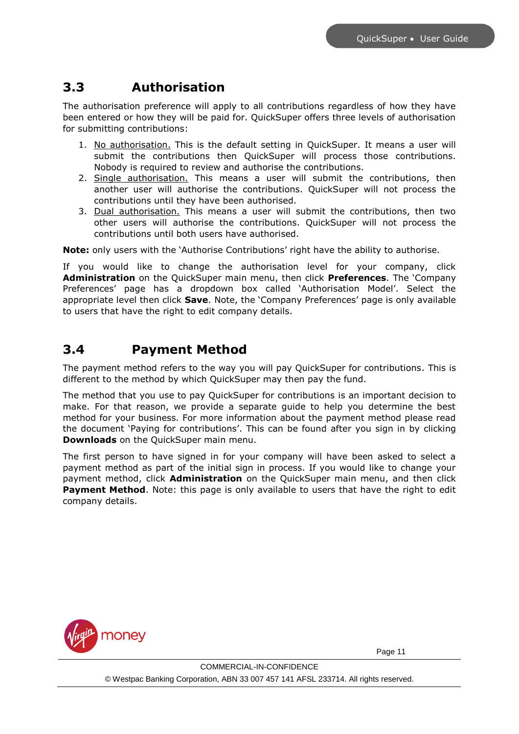## 3.3 Authorisation

The authorisation preference will apply to all contributions regardless of how they have been entered or how they will be paid for. QuickSuper offers three levels of authorisation for submitting contributions:

1. No authorisation. This is the default setting in QuickSuper. It means a user will submit the contributions then QuickSuper will process those contributions. Nobody is required to review and authorise the contributions.
2. Single authorisation. This means a user will submit the contributions, then another user will authorise the contributions. QuickSuper will not process the contributions until they have been authorised.
3. Dual authorisation. This means a user will submit the contributions, then two other users will authorise the contributions. QuickSuper will not process the contributions until both users have authorised.

**Note:** only users with the 'Authorise Contributions' right have the ability to authorise.

If you would like to change the authorisation level for your company, click **Administration** on the QuickSuper main menu, then click **Preferences**. The 'Company Preferences' page has a dropdown box called 'Authorisation Model'. Select the appropriate level then click **Save**. Note, the 'Company Preferences' page is only available to users that have the right to edit company details.

## 3.4 Payment Method

The payment method refers to the way you will pay QuickSuper for contributions. This is different to the method by which QuickSuper may then pay the fund.

The method that you use to pay QuickSuper for contributions is an important decision to make. For that reason, we provide a separate guide to help you determine the best method for your business. For more information about the payment method please read the document 'Paying for contributions'. This can be found after you sign in by clicking **Downloads** on the QuickSuper main menu.

The first person to have signed in for your company will have been asked to select a payment method as part of the initial sign in process. If you would like to change your payment method, click **Administration** on the QuickSuper main menu, and then click **Payment Method**. Note: this page is only available to users that have the right to edit company details.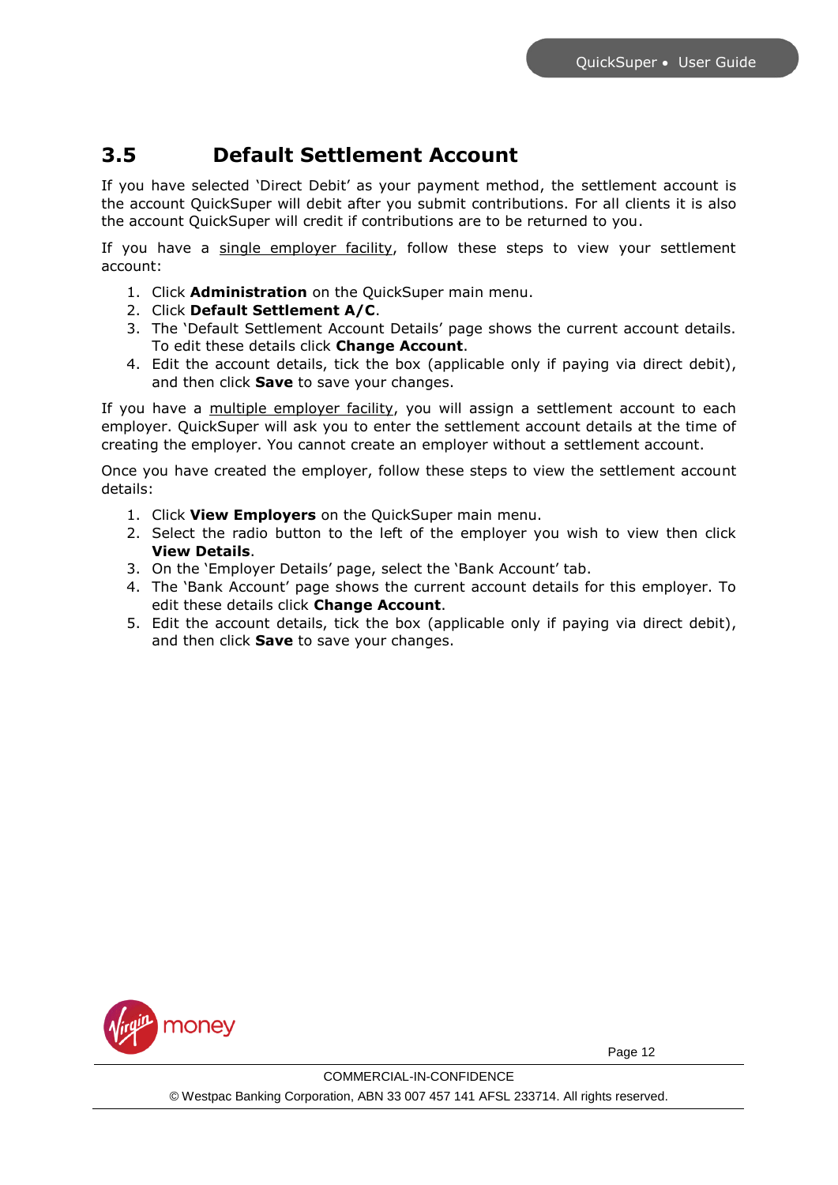## 3.5 Default Settlement Account

If you have selected 'Direct Debit' as your payment method, the settlement account is the account QuickSuper will debit after you submit contributions. For all clients it is also the account QuickSuper will credit if contributions are to be returned to you.

If you have a single employer facility, follow these steps to view your settlement account:

1. Click **Administration** on the QuickSuper main menu.
2. Click **Default Settlement A/C**.
3. The 'Default Settlement Account Details' page shows the current account details. To edit these details click **Change Account**.
4. Edit the account details, tick the box (applicable only if paying via direct debit), and then click **Save** to save your changes.

If you have a multiple employer facility, you will assign a settlement account to each employer. QuickSuper will ask you to enter the settlement account details at the time of creating the employer. You cannot create an employer without a settlement account.

Once you have created the employer, follow these steps to view the settlement account details:

1. Click **View Employers** on the QuickSuper main menu.
2. Select the radio button to the left of the employer you wish to view then click **View Details**.
3. On the 'Employer Details' page, select the 'Bank Account' tab.
4. The 'Bank Account' page shows the current account details for this employer. To edit these details click **Change Account**.
5. Edit the account details, tick the box (applicable only if paying via direct debit), and then click **Save** to save your changes.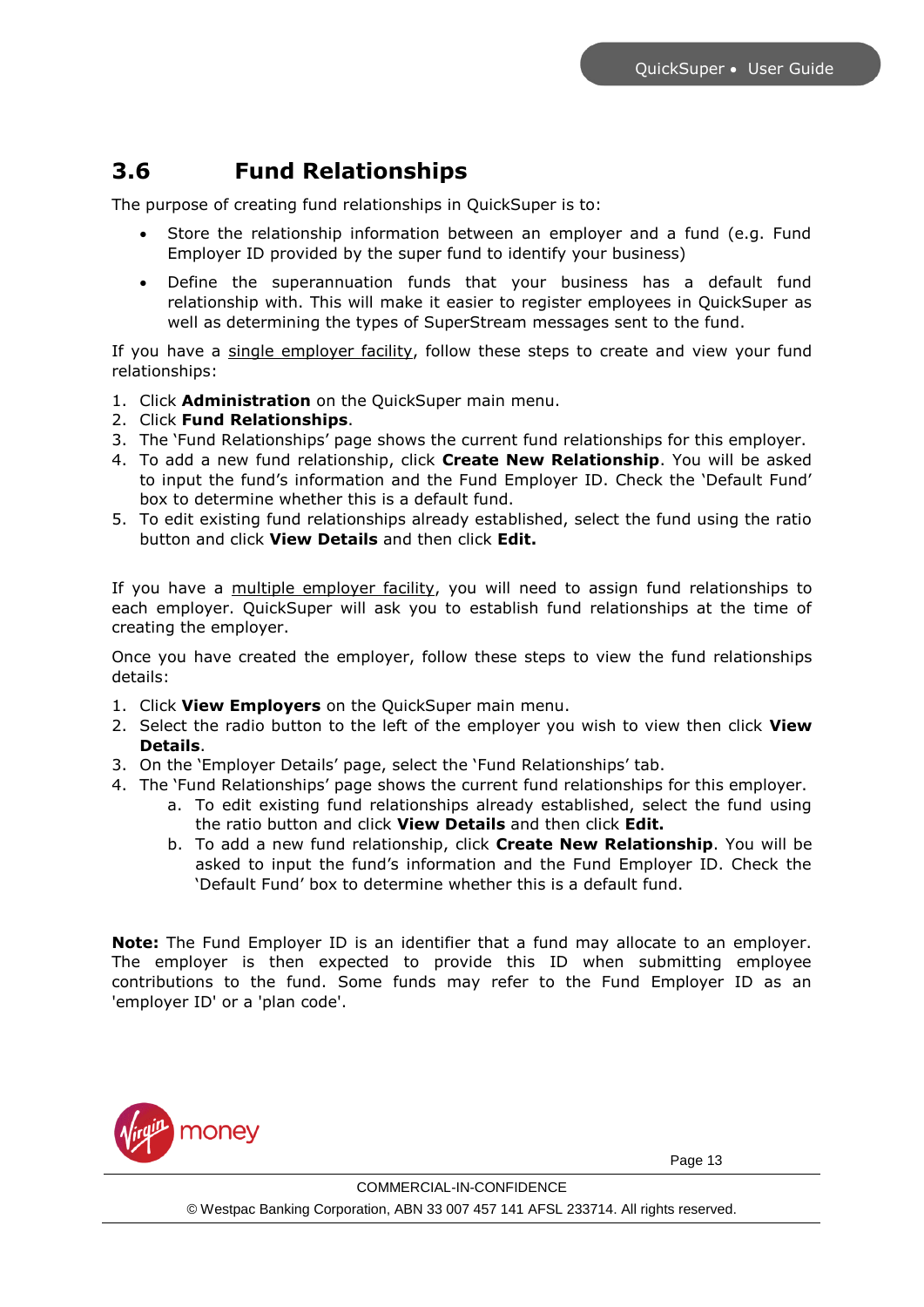## 3.6 Fund Relationships

The purpose of creating fund relationships in QuickSuper is to:

- Store the relationship information between an employer and a fund (e.g. Fund Employer ID provided by the super fund to identify your business)
- Define the superannuation funds that your business has a default fund relationship with. This will make it easier to register employees in QuickSuper as well as determining the types of SuperStream messages sent to the fund.

If you have a single employer facility, follow these steps to create and view your fund relationships:

1. Click **Administration** on the QuickSuper main menu.
2. Click **Fund Relationships**.
3. The 'Fund Relationships' page shows the current fund relationships for this employer.
4. To add a new fund relationship, click **Create New Relationship**. You will be asked to input the fund's information and the Fund Employer ID. Check the 'Default Fund' box to determine whether this is a default fund.
5. To edit existing fund relationships already established, select the fund using the ratio button and click **View Details** and then click **Edit.**

If you have a multiple employer facility, you will need to assign fund relationships to each employer. QuickSuper will ask you to establish fund relationships at the time of creating the employer.

Once you have created the employer, follow these steps to view the fund relationships details:

1. Click **View Employers** on the QuickSuper main menu.
2. Select the radio button to the left of the employer you wish to view then click **View Details**.
3. On the 'Employer Details' page, select the 'Fund Relationships' tab.
4. The 'Fund Relationships' page shows the current fund relationships for this employer.
   a. To edit existing fund relationships already established, select the fund using the ratio button and click **View Details** and then click **Edit.**
   b. To add a new fund relationship, click **Create New Relationship**. You will be asked to input the fund's information and the Fund Employer ID. Check the 'Default Fund' box to determine whether this is a default fund.

**Note:** The Fund Employer ID is an identifier that a fund may allocate to an employer. The employer is then expected to provide this ID when submitting employee contributions to the fund. Some funds may refer to the Fund Employer ID as an 'employer ID' or a 'plan code'.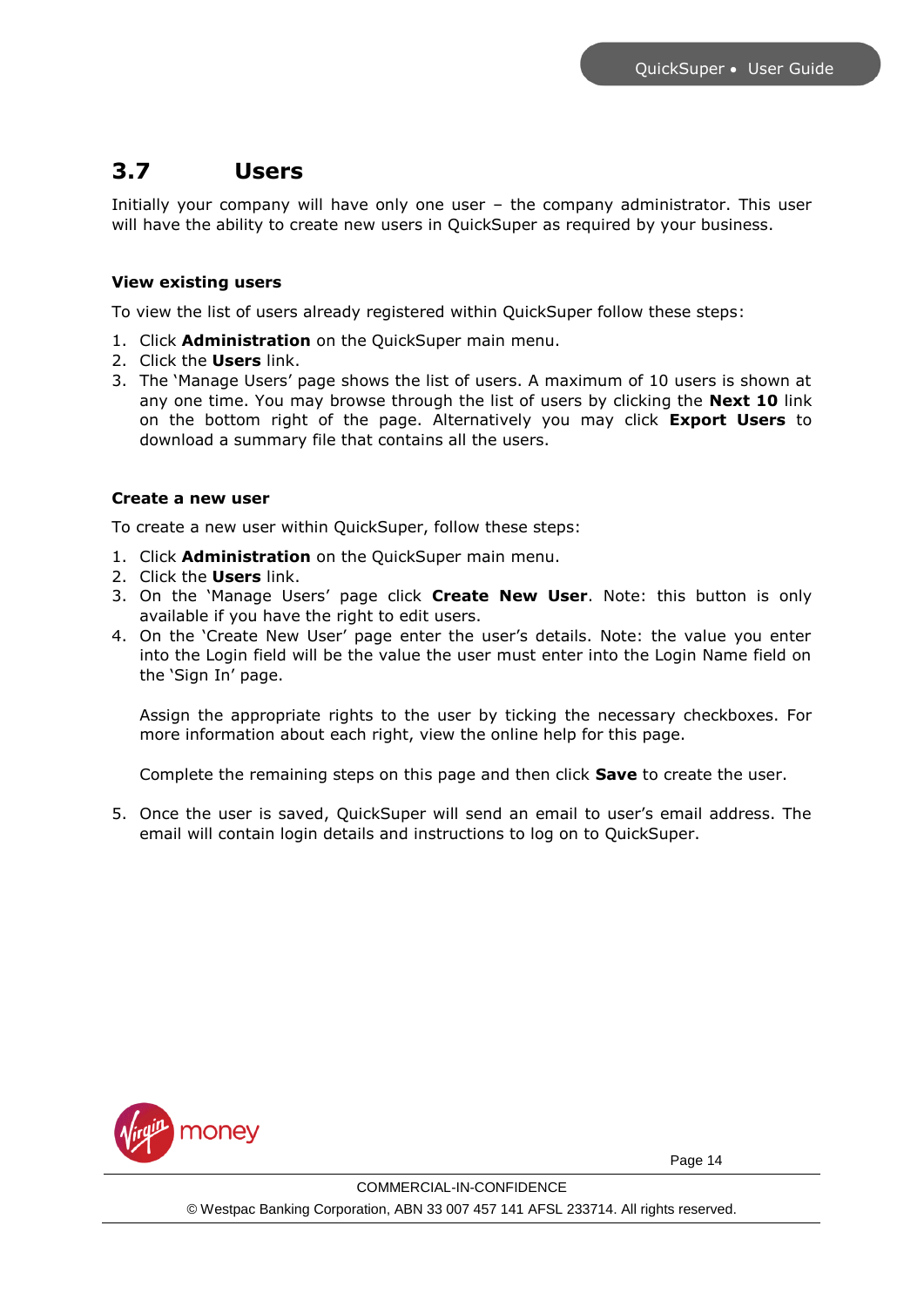## 3.7 Users

Initially your company will have only one user – the company administrator. This user will have the ability to create new users in QuickSuper as required by your business.

**View existing users**

To view the list of users already registered within QuickSuper follow these steps:

1. Click **Administration** on the QuickSuper main menu.
2. Click the **Users** link.
3. The 'Manage Users' page shows the list of users. A maximum of 10 users is shown at any one time. You may browse through the list of users by clicking the **Next 10** link on the bottom right of the page. Alternatively you may click **Export Users** to download a summary file that contains all the users.

**Create a new user**

To create a new user within QuickSuper, follow these steps:

1. Click **Administration** on the QuickSuper main menu.
2. Click the **Users** link.
3. On the 'Manage Users' page click **Create New User**. Note: this button is only available if you have the right to edit users.
4. On the 'Create New User' page enter the user's details. Note: the value you enter into the Login field will be the value the user must enter into the Login Name field on the 'Sign In' page.

   Assign the appropriate rights to the user by ticking the necessary checkboxes. For more information about each right, view the online help for this page.

   Complete the remaining steps on this page and then click **Save** to create the user.

5. Once the user is saved, QuickSuper will send an email to user's email address. The email will contain login details and instructions to log on to QuickSuper.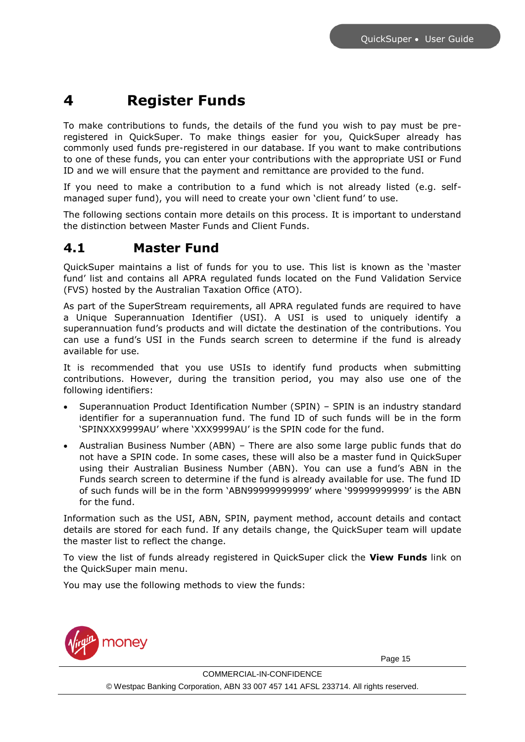# 4 Register Funds

To make contributions to funds, the details of the fund you wish to pay must be pre-registered in QuickSuper. To make things easier for you, QuickSuper already has commonly used funds pre-registered in our database. If you want to make contributions to one of these funds, you can enter your contributions with the appropriate USI or Fund ID and we will ensure that the payment and remittance are provided to the fund.

If you need to make a contribution to a fund which is not already listed (e.g. self-managed super fund), you will need to create your own 'client fund' to use.

The following sections contain more details on this process. It is important to understand the distinction between Master Funds and Client Funds.

## 4.1 Master Fund

QuickSuper maintains a list of funds for you to use. This list is known as the 'master fund' list and contains all APRA regulated funds located on the Fund Validation Service (FVS) hosted by the Australian Taxation Office (ATO).

As part of the SuperStream requirements, all APRA regulated funds are required to have a Unique Superannuation Identifier (USI). A USI is used to uniquely identify a superannuation fund's products and will dictate the destination of the contributions. You can use a fund's USI in the Funds search screen to determine if the fund is already available for use.

It is recommended that you use USIs to identify fund products when submitting contributions. However, during the transition period, you may also use one of the following identifiers:

- Superannuation Product Identification Number (SPIN) – SPIN is an industry standard identifier for a superannuation fund. The fund ID of such funds will be in the form 'SPINXXX9999AU' where 'XXX9999AU' is the SPIN code for the fund.
- Australian Business Number (ABN) – There are also some large public funds that do not have a SPIN code. In some cases, these will also be a master fund in QuickSuper using their Australian Business Number (ABN). You can use a fund's ABN in the Funds search screen to determine if the fund is already available for use. The fund ID of such funds will be in the form 'ABN99999999999' where '99999999999' is the ABN for the fund.

Information such as the USI, ABN, SPIN, payment method, account details and contact details are stored for each fund. If any details change, the QuickSuper team will update the master list to reflect the change.

To view the list of funds already registered in QuickSuper click the **View Funds** link on the QuickSuper main menu.

You may use the following methods to view the funds: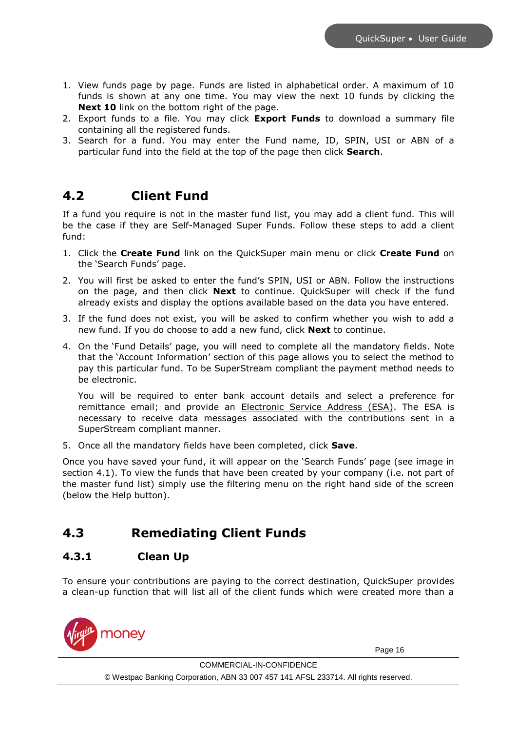1. View funds page by page. Funds are listed in alphabetical order. A maximum of 10 funds is shown at any one time. You may view the next 10 funds by clicking the **Next 10** link on the bottom right of the page.
2. Export funds to a file. You may click **Export Funds** to download a summary file containing all the registered funds.
3. Search for a fund. You may enter the Fund name, ID, SPIN, USI or ABN of a particular fund into the field at the top of the page then click **Search**.

## 4.2 Client Fund

If a fund you require is not in the master fund list, you may add a client fund. This will be the case if they are Self-Managed Super Funds. Follow these steps to add a client fund:

1. Click the **Create Fund** link on the QuickSuper main menu or click **Create Fund** on the 'Search Funds' page.

2. You will first be asked to enter the fund's SPIN, USI or ABN. Follow the instructions on the page, and then click **Next** to continue. QuickSuper will check if the fund already exists and display the options available based on the data you have entered.

3. If the fund does not exist, you will be asked to confirm whether you wish to add a new fund. If you do choose to add a new fund, click **Next** to continue.

4. On the 'Fund Details' page, you will need to complete all the mandatory fields. Note that the 'Account Information' section of this page allows you to select the method to pay this particular fund. To be SuperStream compliant the payment method needs to be electronic.

   You will be required to enter bank account details and select a preference for remittance email; and provide an Electronic Service Address (ESA). The ESA is necessary to receive data messages associated with the contributions sent in a SuperStream compliant manner.

5. Once all the mandatory fields have been completed, click **Save**.

Once you have saved your fund, it will appear on the 'Search Funds' page (see image in section 4.1). To view the funds that have been created by your company (i.e. not part of the master fund list) simply use the filtering menu on the right hand side of the screen (below the Help button).

## 4.3 Remediating Client Funds

### 4.3.1 Clean Up

To ensure your contributions are paying to the correct destination, QuickSuper provides a clean-up function that will list all of the client funds which were created more than a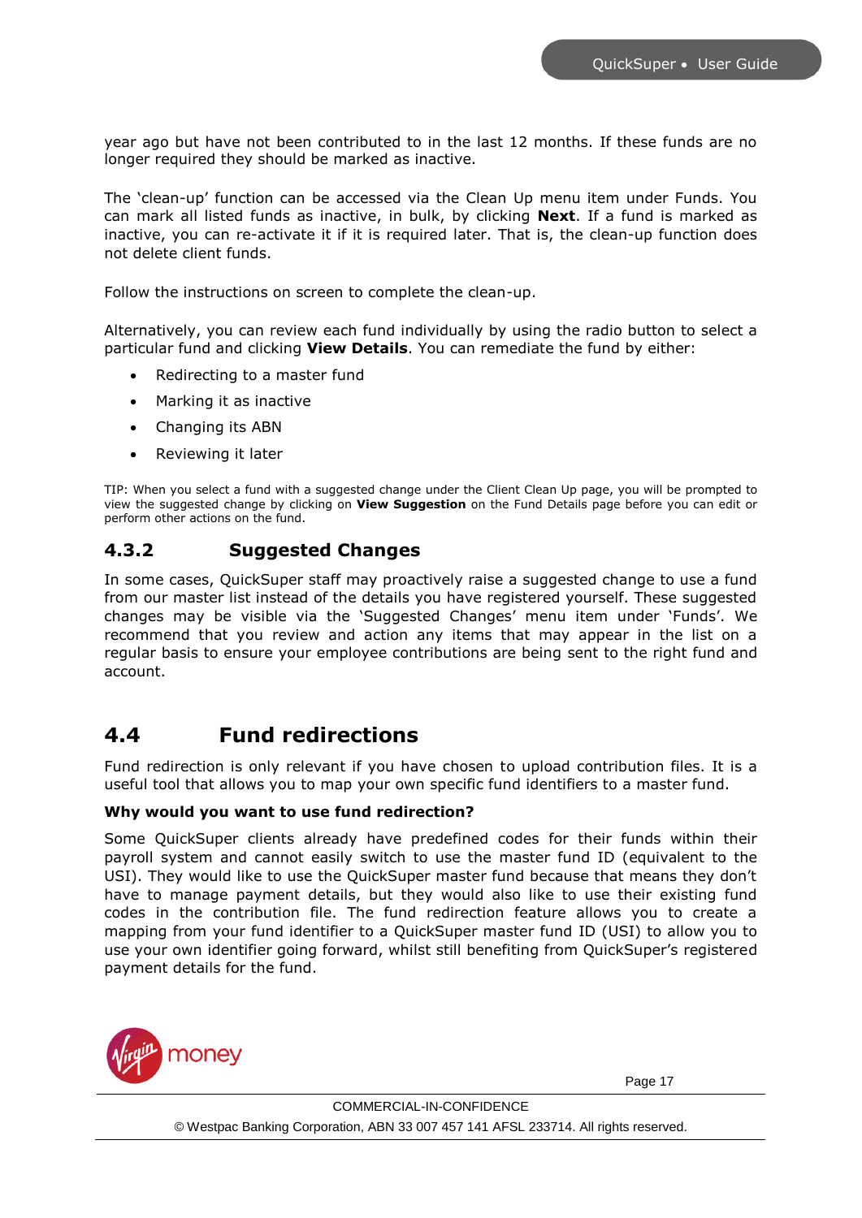year ago but have not been contributed to in the last 12 months. If these funds are no longer required they should be marked as inactive.

The 'clean-up' function can be accessed via the Clean Up menu item under Funds. You can mark all listed funds as inactive, in bulk, by clicking **Next**. If a fund is marked as inactive, you can re-activate it if it is required later. That is, the clean-up function does not delete client funds.

Follow the instructions on screen to complete the clean-up.

Alternatively, you can review each fund individually by using the radio button to select a particular fund and clicking **View Details**. You can remediate the fund by either:

- Redirecting to a master fund
- Marking it as inactive
- Changing its ABN
- Reviewing it later

TIP: When you select a fund with a suggested change under the Client Clean Up page, you will be prompted to view the suggested change by clicking on **View Suggestion** on the Fund Details page before you can edit or perform other actions on the fund.

### 4.3.2 Suggested Changes

In some cases, QuickSuper staff may proactively raise a suggested change to use a fund from our master list instead of the details you have registered yourself. These suggested changes may be visible via the 'Suggested Changes' menu item under 'Funds'. We recommend that you review and action any items that may appear in the list on a regular basis to ensure your employee contributions are being sent to the right fund and account.

## 4.4 Fund redirections

Fund redirection is only relevant if you have chosen to upload contribution files. It is a useful tool that allows you to map your own specific fund identifiers to a master fund.

**Why would you want to use fund redirection?**

Some QuickSuper clients already have predefined codes for their funds within their payroll system and cannot easily switch to use the master fund ID (equivalent to the USI). They would like to use the QuickSuper master fund because that means they don't have to manage payment details, but they would also like to use their existing fund codes in the contribution file. The fund redirection feature allows you to create a mapping from your fund identifier to a QuickSuper master fund ID (USI) to allow you to use your own identifier going forward, whilst still benefiting from QuickSuper's registered payment details for the fund.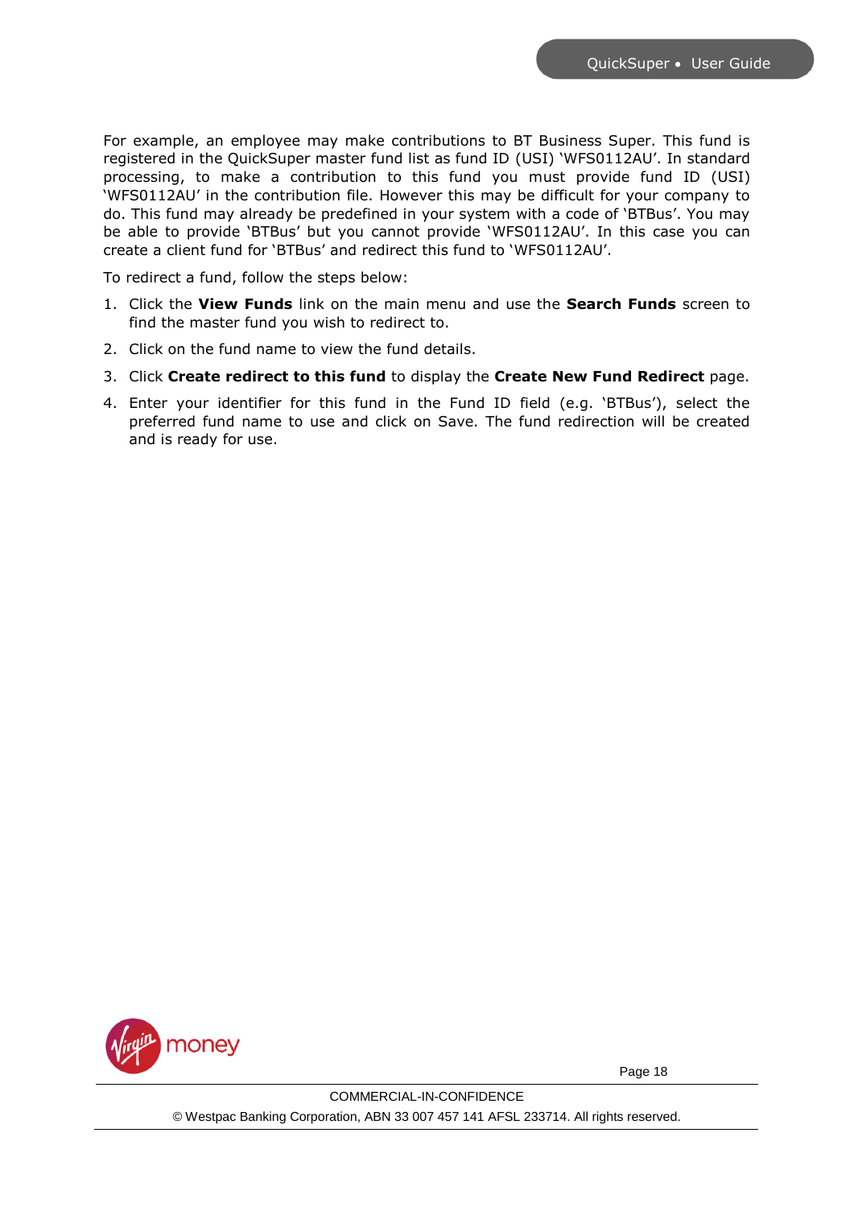For example, an employee may make contributions to BT Business Super. This fund is registered in the QuickSuper master fund list as fund ID (USI) 'WFS0112AU'. In standard processing, to make a contribution to this fund you must provide fund ID (USI) 'WFS0112AU' in the contribution file. However this may be difficult for your company to do. This fund may already be predefined in your system with a code of 'BTBus'. You may be able to provide 'BTBus' but you cannot provide 'WFS0112AU'. In this case you can create a client fund for 'BTBus' and redirect this fund to 'WFS0112AU'.

To redirect a fund, follow the steps below:

1. Click the **View Funds** link on the main menu and use the **Search Funds** screen to find the master fund you wish to redirect to.
2. Click on the fund name to view the fund details.
3. Click **Create redirect to this fund** to display the **Create New Fund Redirect** page.
4. Enter your identifier for this fund in the Fund ID field (e.g. 'BTBus'), select the preferred fund name to use and click on Save. The fund redirection will be created and is ready for use.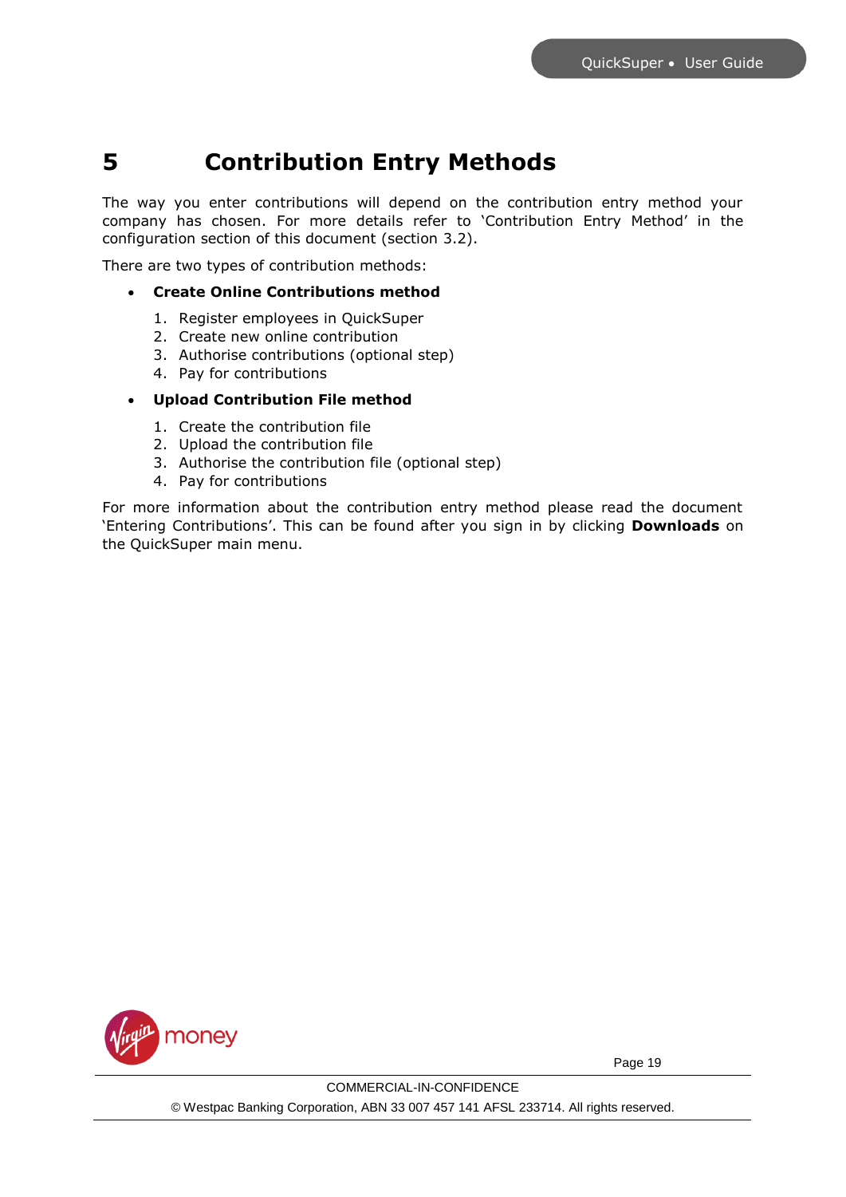# 5 Contribution Entry Methods

The way you enter contributions will depend on the contribution entry method your company has chosen. For more details refer to 'Contribution Entry Method' in the configuration section of this document (section 3.2).

There are two types of contribution methods:

- **Create Online Contributions method**
    1. Register employees in QuickSuper
    2. Create new online contribution
    3. Authorise contributions (optional step)
    4. Pay for contributions
- **Upload Contribution File method**
    1. Create the contribution file
    2. Upload the contribution file
    3. Authorise the contribution file (optional step)
    4. Pay for contributions

For more information about the contribution entry method please read the document 'Entering Contributions'. This can be found after you sign in by clicking **Downloads** on the QuickSuper main menu.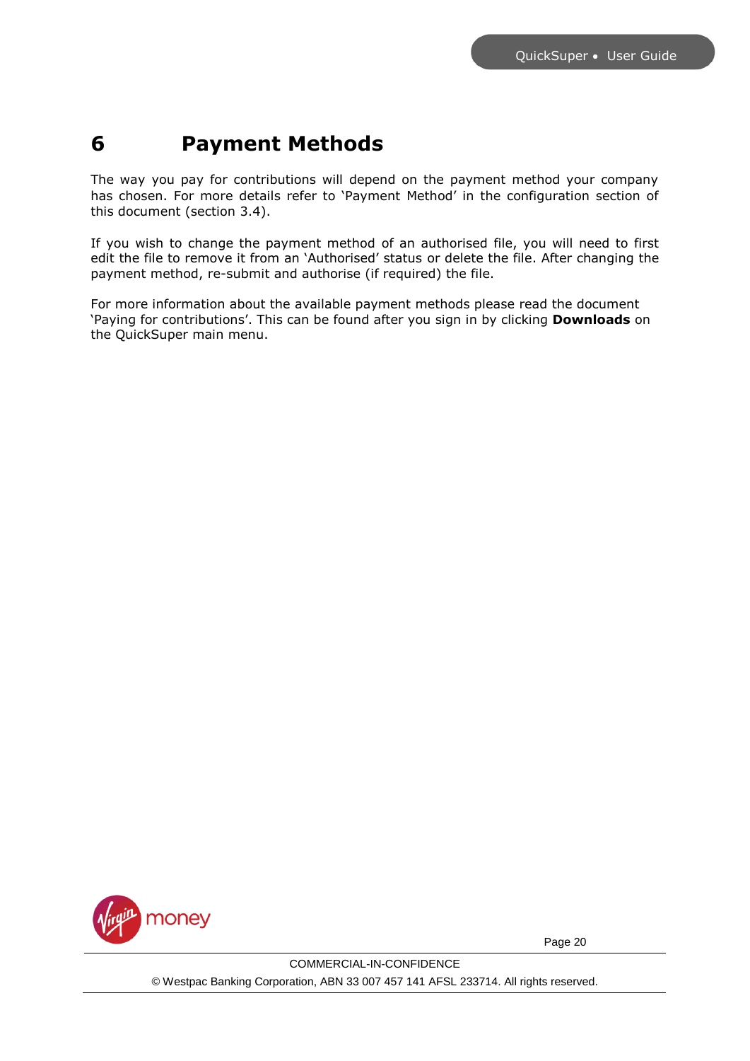# 6 Payment Methods

The way you pay for contributions will depend on the payment method your company has chosen. For more details refer to 'Payment Method' in the configuration section of this document (section 3.4).

If you wish to change the payment method of an authorised file, you will need to first edit the file to remove it from an 'Authorised' status or delete the file. After changing the payment method, re-submit and authorise (if required) the file.

For more information about the available payment methods please read the document 'Paying for contributions'. This can be found after you sign in by clicking **Downloads** on the QuickSuper main menu.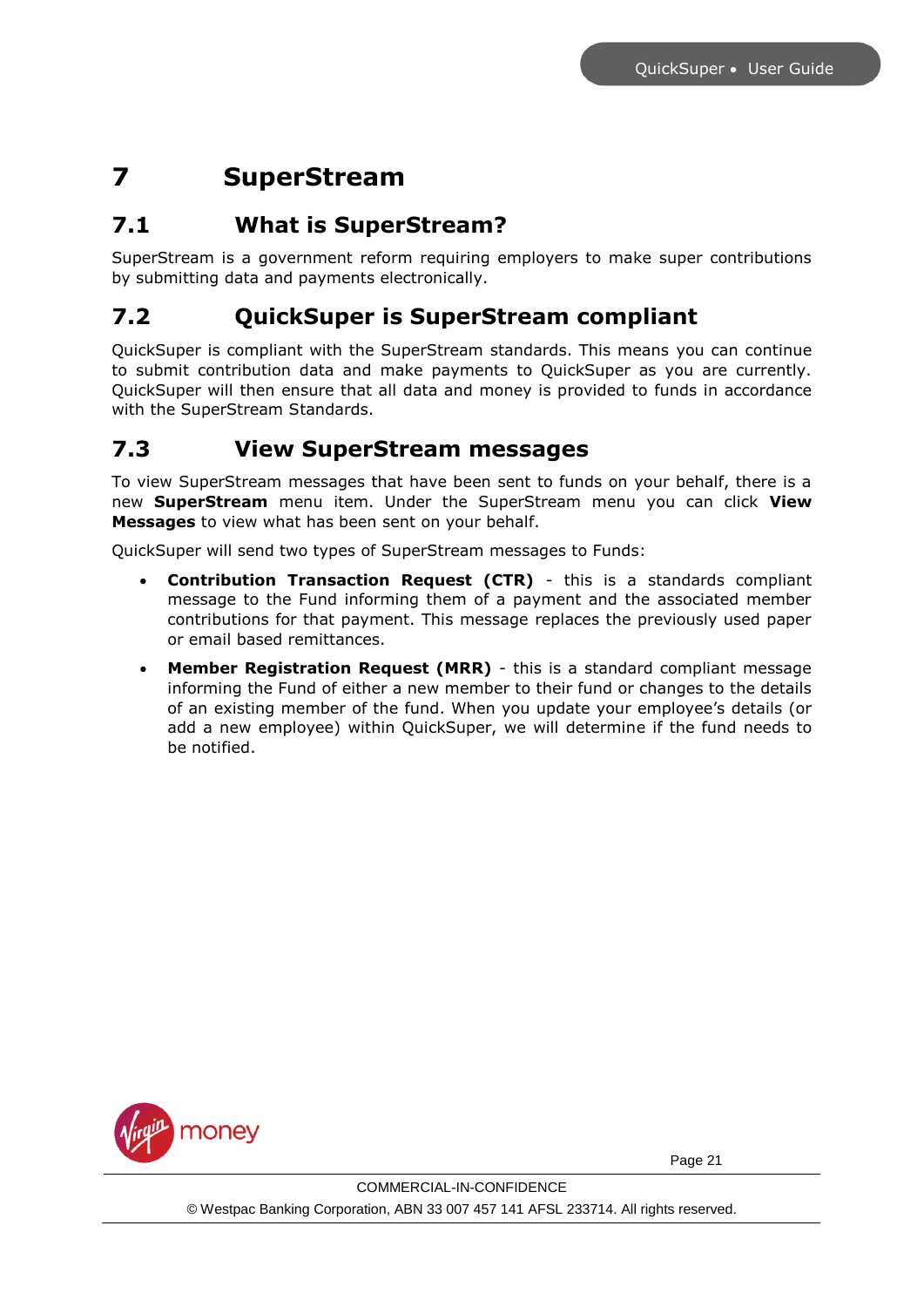# 7 SuperStream

## 7.1 What is SuperStream?

SuperStream is a government reform requiring employers to make super contributions by submitting data and payments electronically.

## 7.2 QuickSuper is SuperStream compliant

QuickSuper is compliant with the SuperStream standards. This means you can continue to submit contribution data and make payments to QuickSuper as you are currently. QuickSuper will then ensure that all data and money is provided to funds in accordance with the SuperStream Standards.

## 7.3 View SuperStream messages

To view SuperStream messages that have been sent to funds on your behalf, there is a new **SuperStream** menu item. Under the SuperStream menu you can click **View Messages** to view what has been sent on your behalf.

QuickSuper will send two types of SuperStream messages to Funds:

- **Contribution Transaction Request (CTR)** - this is a standards compliant message to the Fund informing them of a payment and the associated member contributions for that payment. This message replaces the previously used paper or email based remittances.
- **Member Registration Request (MRR)** - this is a standard compliant message informing the Fund of either a new member to their fund or changes to the details of an existing member of the fund. When you update your employee's details (or add a new employee) within QuickSuper, we will determine if the fund needs to be notified.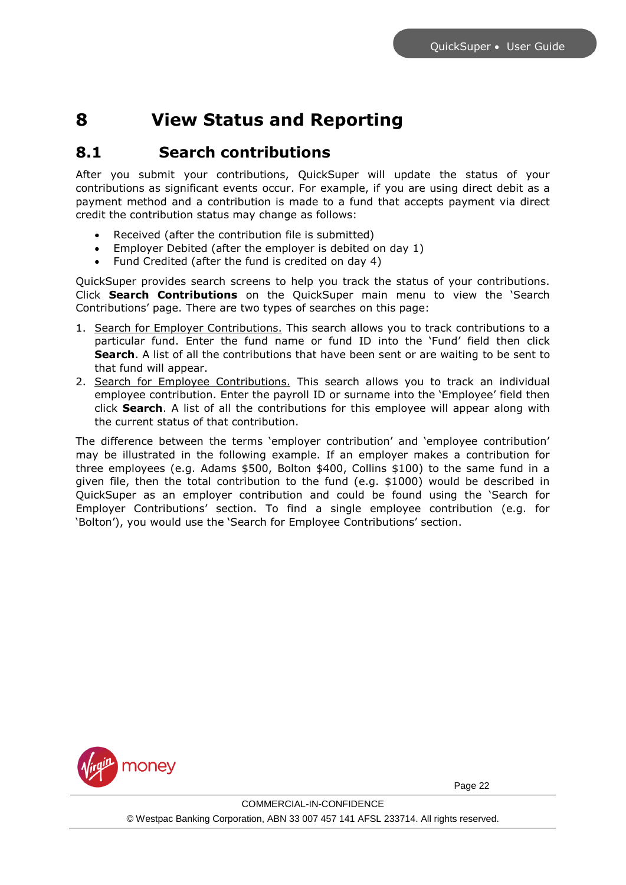# 8 View Status and Reporting

## 8.1 Search contributions

After you submit your contributions, QuickSuper will update the status of your contributions as significant events occur. For example, if you are using direct debit as a payment method and a contribution is made to a fund that accepts payment via direct credit the contribution status may change as follows:

- Received (after the contribution file is submitted)
- Employer Debited (after the employer is debited on day 1)
- Fund Credited (after the fund is credited on day 4)

QuickSuper provides search screens to help you track the status of your contributions. Click **Search Contributions** on the QuickSuper main menu to view the 'Search Contributions' page. There are two types of searches on this page:

1. Search for Employer Contributions. This search allows you to track contributions to a particular fund. Enter the fund name or fund ID into the 'Fund' field then click **Search**. A list of all the contributions that have been sent or are waiting to be sent to that fund will appear.
2. Search for Employee Contributions. This search allows you to track an individual employee contribution. Enter the payroll ID or surname into the 'Employee' field then click **Search**. A list of all the contributions for this employee will appear along with the current status of that contribution.

The difference between the terms 'employer contribution' and 'employee contribution' may be illustrated in the following example. If an employer makes a contribution for three employees (e.g. Adams $500, Bolton $400, Collins $100) to the same fund in a given file, then the total contribution to the fund (e.g. $1000) would be described in QuickSuper as an employer contribution and could be found using the 'Search for Employer Contributions' section. To find a single employee contribution (e.g. for 'Bolton'), you would use the 'Search for Employee Contributions' section.

COMMERCIAL-IN-CONFIDENCE

© Westpac Banking Corporation, ABN 33 007 457 141 AFSL 233714. All rights reserved.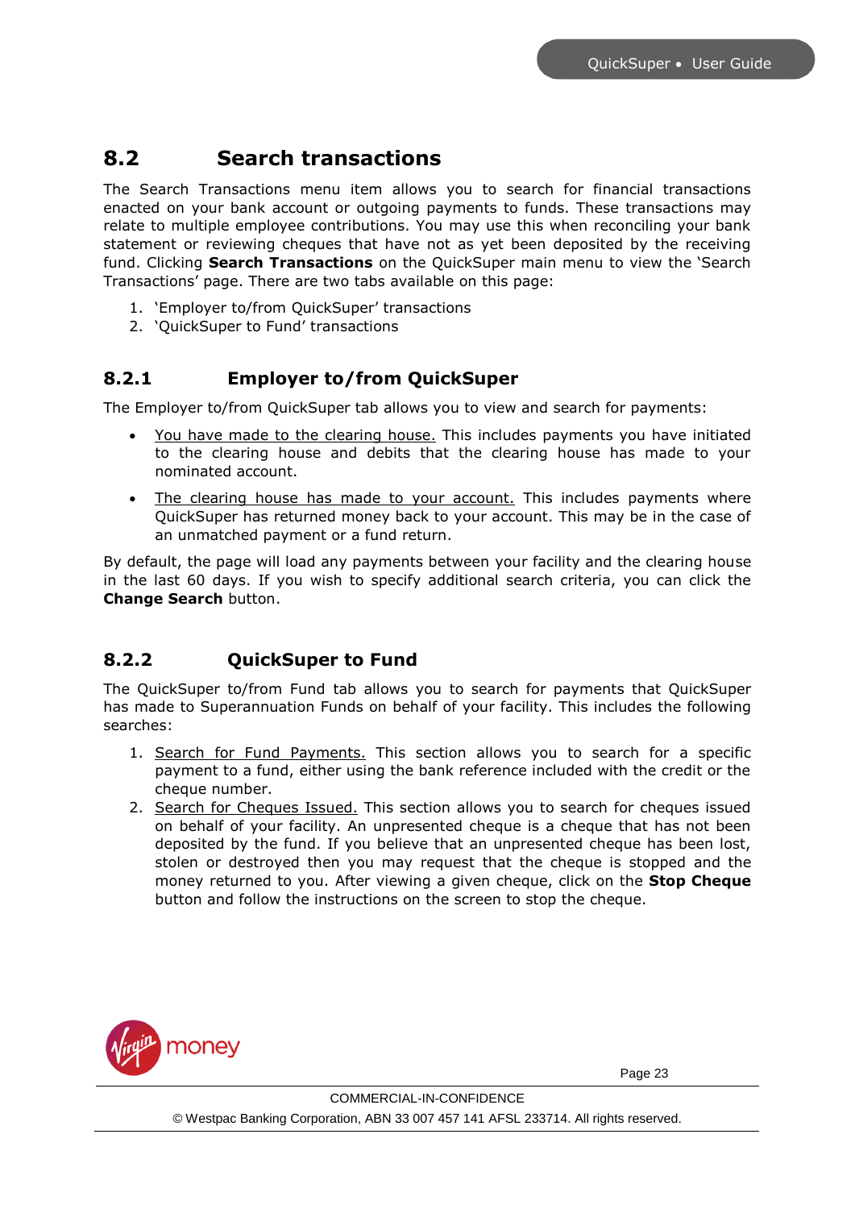## 8.2 Search transactions

The Search Transactions menu item allows you to search for financial transactions enacted on your bank account or outgoing payments to funds. These transactions may relate to multiple employee contributions. You may use this when reconciling your bank statement or reviewing cheques that have not as yet been deposited by the receiving fund. Clicking **Search Transactions** on the QuickSuper main menu to view the 'Search Transactions' page. There are two tabs available on this page:

1. 'Employer to/from QuickSuper' transactions
2. 'QuickSuper to Fund' transactions

### 8.2.1 Employer to/from QuickSuper

The Employer to/from QuickSuper tab allows you to view and search for payments:

- You have made to the clearing house. This includes payments you have initiated to the clearing house and debits that the clearing house has made to your nominated account.
- The clearing house has made to your account. This includes payments where QuickSuper has returned money back to your account. This may be in the case of an unmatched payment or a fund return.

By default, the page will load any payments between your facility and the clearing house in the last 60 days. If you wish to specify additional search criteria, you can click the **Change Search** button.

### 8.2.2 QuickSuper to Fund

The QuickSuper to/from Fund tab allows you to search for payments that QuickSuper has made to Superannuation Funds on behalf of your facility. This includes the following searches:

1. Search for Fund Payments. This section allows you to search for a specific payment to a fund, either using the bank reference included with the credit or the cheque number.
2. Search for Cheques Issued. This section allows you to search for cheques issued on behalf of your facility. An unpresented cheque is a cheque that has not been deposited by the fund. If you believe that an unpresented cheque has been lost, stolen or destroyed then you may request that the cheque is stopped and the money returned to you. After viewing a given cheque, click on the **Stop Cheque** button and follow the instructions on the screen to stop the cheque.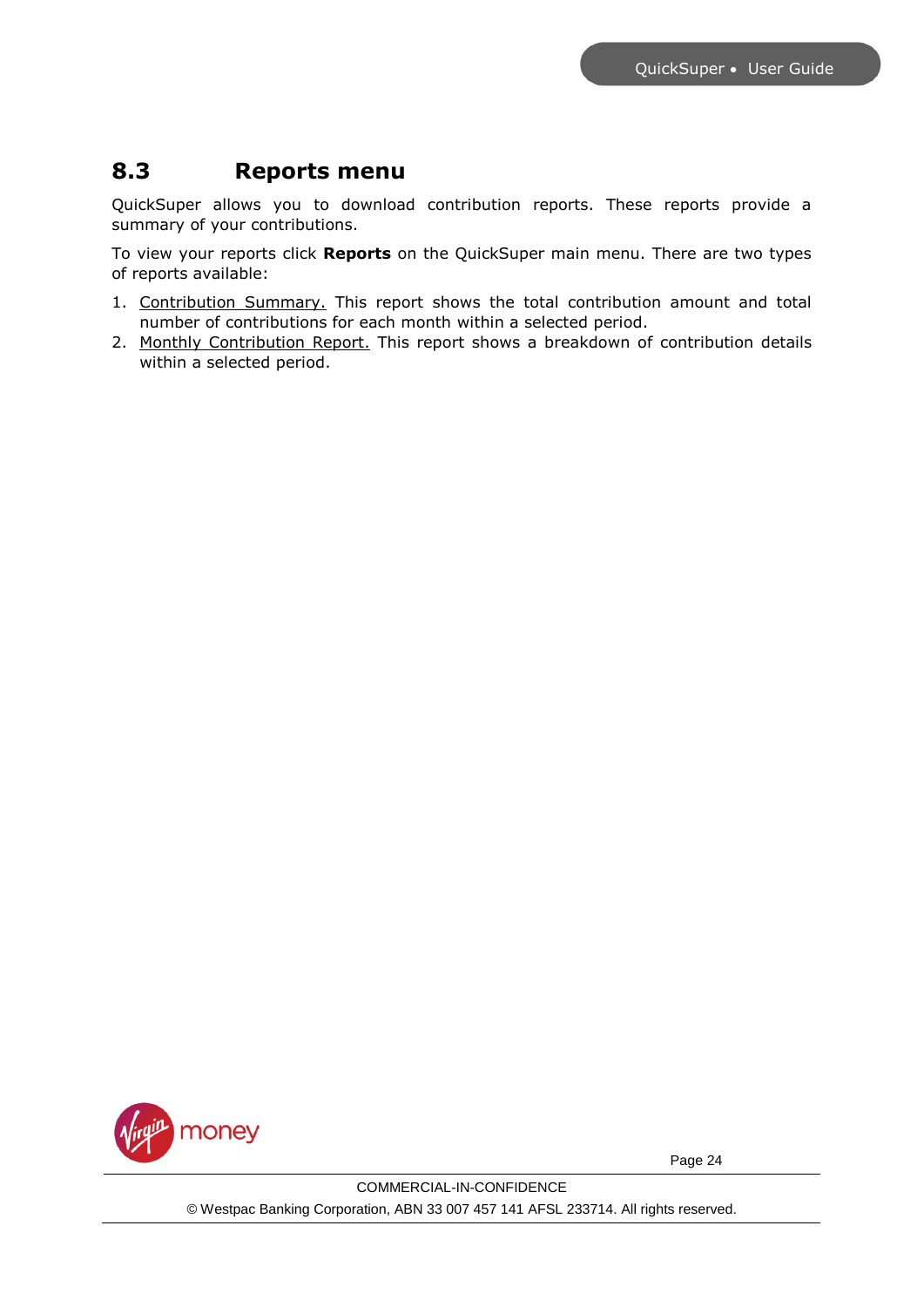## 8.3 Reports menu

QuickSuper allows you to download contribution reports. These reports provide a summary of your contributions.

To view your reports click **Reports** on the QuickSuper main menu. There are two types of reports available:

1. Contribution Summary. This report shows the total contribution amount and total number of contributions for each month within a selected period.
2. Monthly Contribution Report. This report shows a breakdown of contribution details within a selected period.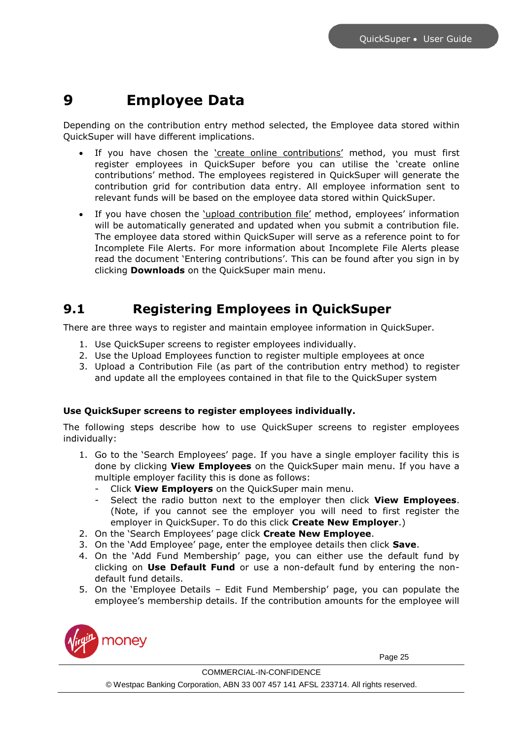# 9 Employee Data

Depending on the contribution entry method selected, the Employee data stored within QuickSuper will have different implications.

- If you have chosen the 'create online contributions' method, you must first register employees in QuickSuper before you can utilise the 'create online contributions' method. The employees registered in QuickSuper will generate the contribution grid for contribution data entry. All employee information sent to relevant funds will be based on the employee data stored within QuickSuper.
- If you have chosen the 'upload contribution file' method, employees' information will be automatically generated and updated when you submit a contribution file. The employee data stored within QuickSuper will serve as a reference point to for Incomplete File Alerts. For more information about Incomplete File Alerts please read the document 'Entering contributions'. This can be found after you sign in by clicking **Downloads** on the QuickSuper main menu.

## 9.1 Registering Employees in QuickSuper

There are three ways to register and maintain employee information in QuickSuper.

1. Use QuickSuper screens to register employees individually.
2. Use the Upload Employees function to register multiple employees at once
3. Upload a Contribution File (as part of the contribution entry method) to register and update all the employees contained in that file to the QuickSuper system

**Use QuickSuper screens to register employees individually.**

The following steps describe how to use QuickSuper screens to register employees individually:

1. Go to the 'Search Employees' page. If you have a single employer facility this is done by clicking **View Employees** on the QuickSuper main menu. If you have a multiple employer facility this is done as follows:
   - Click **View Employers** on the QuickSuper main menu.
   - Select the radio button next to the employer then click **View Employees**. (Note, if you cannot see the employer you will need to first register the employer in QuickSuper. To do this click **Create New Employer**.)
2. On the 'Search Employees' page click **Create New Employee**.
3. On the 'Add Employee' page, enter the employee details then click **Save**.
4. On the 'Add Fund Membership' page, you can either use the default fund by clicking on **Use Default Fund** or use a non-default fund by entering the non-default fund details.
5. On the 'Employee Details – Edit Fund Membership' page, you can populate the employee's membership details. If the contribution amounts for the employee will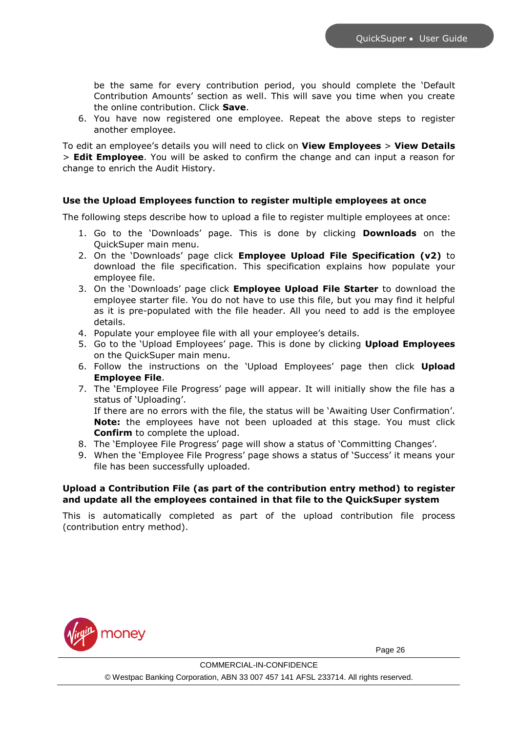be the same for every contribution period, you should complete the 'Default Contribution Amounts' section as well. This will save you time when you create the online contribution. Click **Save**.

6. You have now registered one employee. Repeat the above steps to register another employee.

To edit an employee's details you will need to click on **View Employees** > **View Details** > **Edit Employee**. You will be asked to confirm the change and can input a reason for change to enrich the Audit History.

**Use the Upload Employees function to register multiple employees at once**

The following steps describe how to upload a file to register multiple employees at once:

1. Go to the 'Downloads' page. This is done by clicking **Downloads** on the QuickSuper main menu.
2. On the 'Downloads' page click **Employee Upload File Specification (v2)** to download the file specification. This specification explains how populate your employee file.
3. On the 'Downloads' page click **Employee Upload File Starter** to download the employee starter file. You do not have to use this file, but you may find it helpful as it is pre-populated with the file header. All you need to add is the employee details.
4. Populate your employee file with all your employee's details.
5. Go to the 'Upload Employees' page. This is done by clicking **Upload Employees** on the QuickSuper main menu.
6. Follow the instructions on the 'Upload Employees' page then click **Upload Employee File**.
7. The 'Employee File Progress' page will appear. It will initially show the file has a status of 'Uploading'.
   If there are no errors with the file, the status will be 'Awaiting User Confirmation'.
   **Note:** the employees have not been uploaded at this stage. You must click **Confirm** to complete the upload.
8. The 'Employee File Progress' page will show a status of 'Committing Changes'.
9. When the 'Employee File Progress' page shows a status of 'Success' it means your file has been successfully uploaded.

**Upload a Contribution File (as part of the contribution entry method) to register and update all the employees contained in that file to the QuickSuper system**

This is automatically completed as part of the upload contribution file process (contribution entry method).

COMMERCIAL-IN-CONFIDENCE

© Westpac Banking Corporation, ABN 33 007 457 141 AFSL 233714. All rights reserved.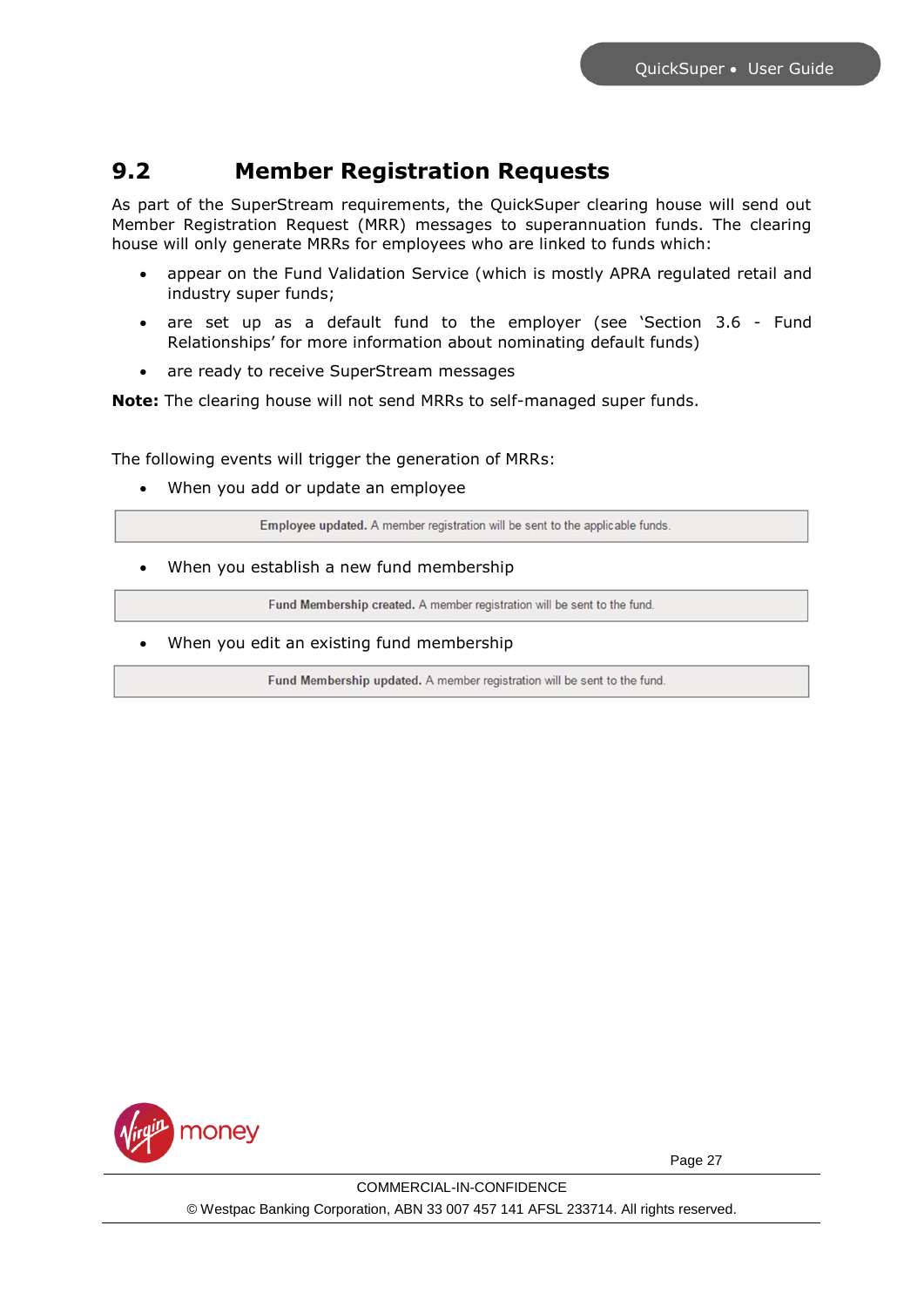## 9.2 Member Registration Requests

As part of the SuperStream requirements, the QuickSuper clearing house will send out Member Registration Request (MRR) messages to superannuation funds. The clearing house will only generate MRRs for employees who are linked to funds which:

- appear on the Fund Validation Service (which is mostly APRA regulated retail and industry super funds;
- are set up as a default fund to the employer (see 'Section 3.6 - Fund Relationships' for more information about nominating default funds)
- are ready to receive SuperStream messages

**Note:** The clearing house will not send MRRs to self-managed super funds.

The following events will trigger the generation of MRRs:

- When you add or update an employee

| **Employee updated.** A member registration will be sent to the applicable funds. |
|---|

- When you establish a new fund membership

| **Fund Membership created.** A member registration will be sent to the fund. |
|---|

- When you edit an existing fund membership

| **Fund Membership updated.** A member registration will be sent to the fund. |
|---|

COMMERCIAL-IN-CONFIDENCE

© Westpac Banking Corporation, ABN 33 007 457 141 AFSL 233714. All rights reserved.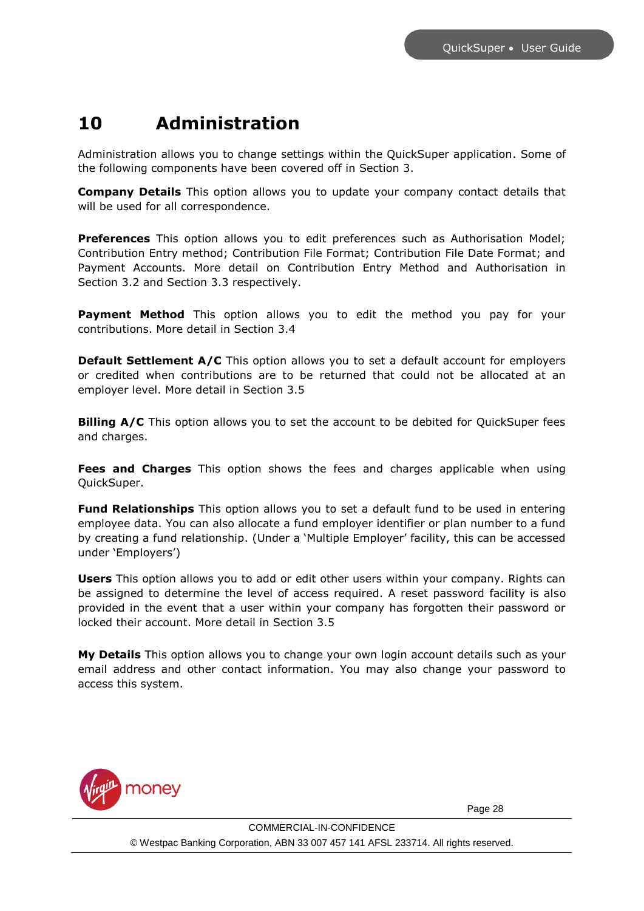# 10 Administration

Administration allows you to change settings within the QuickSuper application. Some of the following components have been covered off in Section 3.

**Company Details** This option allows you to update your company contact details that will be used for all correspondence.

**Preferences** This option allows you to edit preferences such as Authorisation Model; Contribution Entry method; Contribution File Format; Contribution File Date Format; and Payment Accounts. More detail on Contribution Entry Method and Authorisation in Section 3.2 and Section 3.3 respectively.

**Payment Method** This option allows you to edit the method you pay for your contributions. More detail in Section 3.4

**Default Settlement A/C** This option allows you to set a default account for employers or credited when contributions are to be returned that could not be allocated at an employer level. More detail in Section 3.5

**Billing A/C** This option allows you to set the account to be debited for QuickSuper fees and charges.

**Fees and Charges** This option shows the fees and charges applicable when using QuickSuper.

**Fund Relationships** This option allows you to set a default fund to be used in entering employee data. You can also allocate a fund employer identifier or plan number to a fund by creating a fund relationship. (Under a 'Multiple Employer' facility, this can be accessed under 'Employers')

**Users** This option allows you to add or edit other users within your company. Rights can be assigned to determine the level of access required. A reset password facility is also provided in the event that a user within your company has forgotten their password or locked their account. More detail in Section 3.5

**My Details** This option allows you to change your own login account details such as your email address and other contact information. You may also change your password to access this system.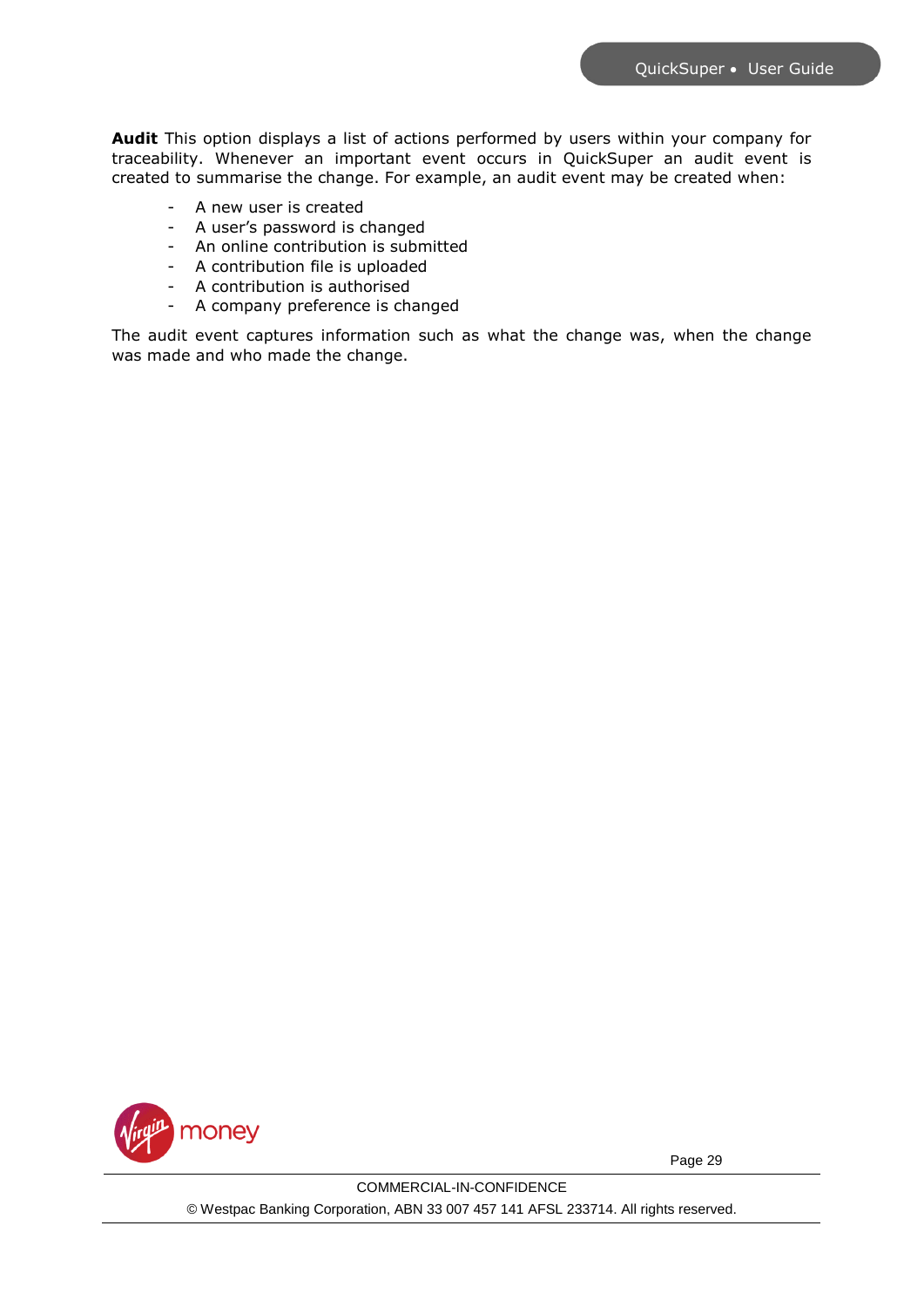**Audit** This option displays a list of actions performed by users within your company for traceability. Whenever an important event occurs in QuickSuper an audit event is created to summarise the change. For example, an audit event may be created when:

- A new user is created
- A user's password is changed
- An online contribution is submitted
- A contribution file is uploaded
- A contribution is authorised
- A company preference is changed

The audit event captures information such as what the change was, when the change was made and who made the change.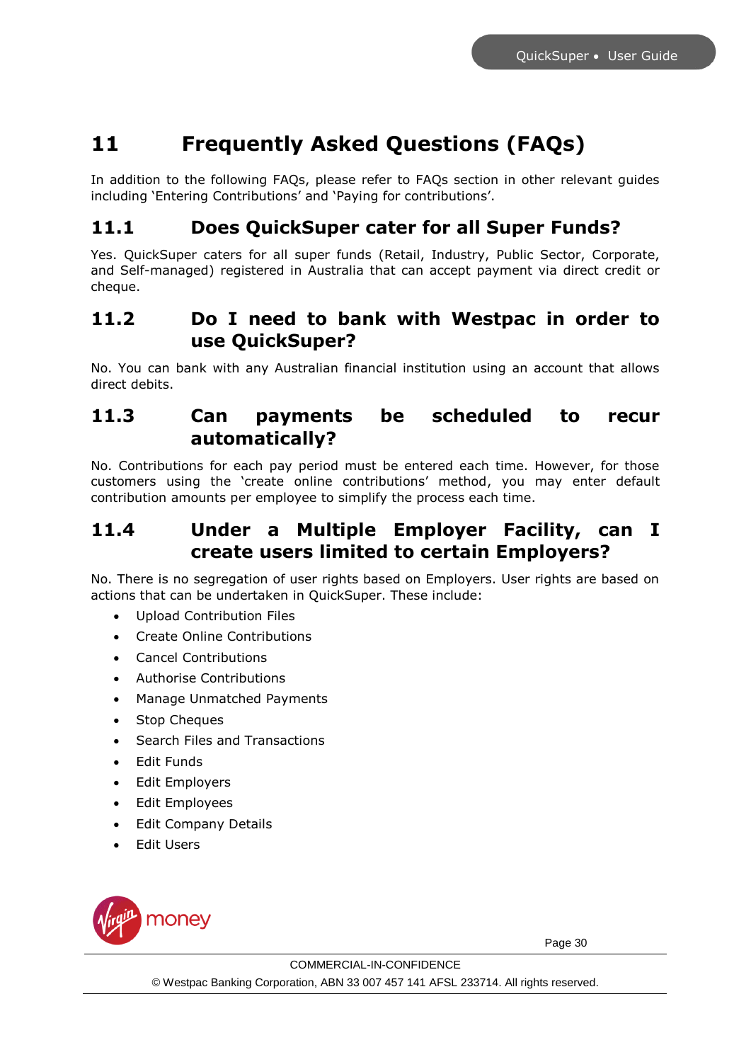# 11 Frequently Asked Questions (FAQs)

In addition to the following FAQs, please refer to FAQs section in other relevant guides including 'Entering Contributions' and 'Paying for contributions'.

## 11.1 Does QuickSuper cater for all Super Funds?

Yes. QuickSuper caters for all super funds (Retail, Industry, Public Sector, Corporate, and Self-managed) registered in Australia that can accept payment via direct credit or cheque.

## 11.2 Do I need to bank with Westpac in order to use QuickSuper?

No. You can bank with any Australian financial institution using an account that allows direct debits.

## 11.3 Can payments be scheduled to recur automatically?

No. Contributions for each pay period must be entered each time. However, for those customers using the 'create online contributions' method, you may enter default contribution amounts per employee to simplify the process each time.

## 11.4 Under a Multiple Employer Facility, can I create users limited to certain Employers?

No. There is no segregation of user rights based on Employers. User rights are based on actions that can be undertaken in QuickSuper. These include:

- Upload Contribution Files
- Create Online Contributions
- Cancel Contributions
- Authorise Contributions
- Manage Unmatched Payments
- Stop Cheques
- Search Files and Transactions
- Edit Funds
- Edit Employers
- Edit Employees
- Edit Company Details
- Edit Users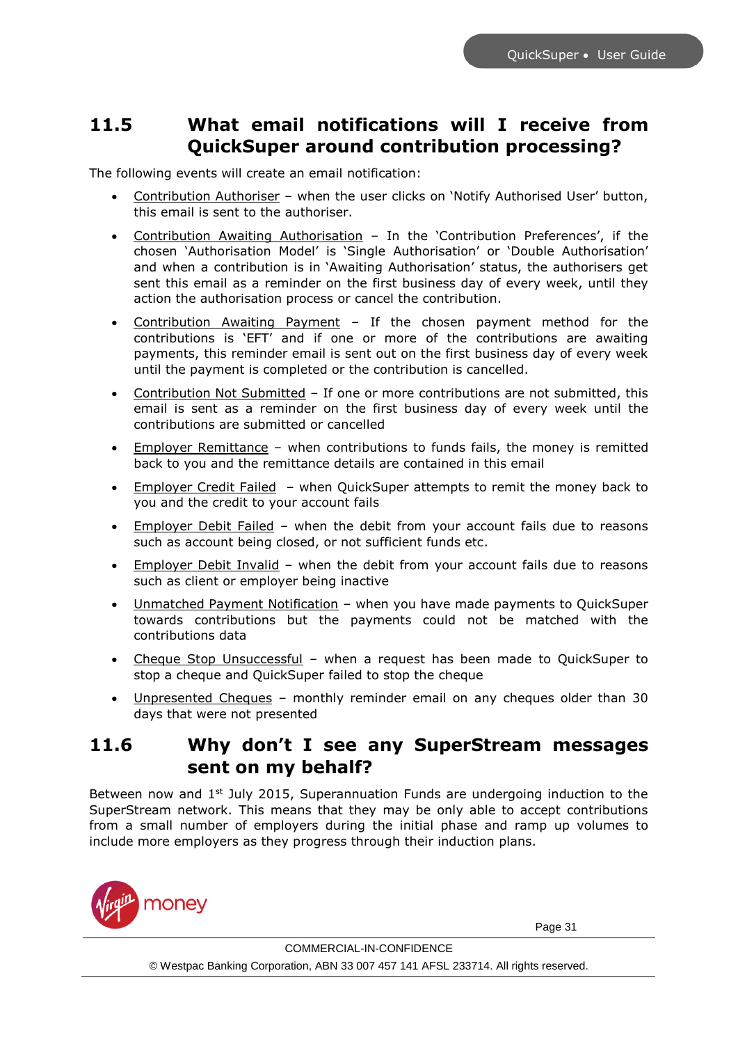## 11.5 What email notifications will I receive from QuickSuper around contribution processing?

The following events will create an email notification:

- Contribution Authoriser – when the user clicks on 'Notify Authorised User' button, this email is sent to the authoriser.
- Contribution Awaiting Authorisation – In the 'Contribution Preferences', if the chosen 'Authorisation Model' is 'Single Authorisation' or 'Double Authorisation' and when a contribution is in 'Awaiting Authorisation' status, the authorisers get sent this email as a reminder on the first business day of every week, until they action the authorisation process or cancel the contribution.
- Contribution Awaiting Payment – If the chosen payment method for the contributions is 'EFT' and if one or more of the contributions are awaiting payments, this reminder email is sent out on the first business day of every week until the payment is completed or the contribution is cancelled.
- Contribution Not Submitted – If one or more contributions are not submitted, this email is sent as a reminder on the first business day of every week until the contributions are submitted or cancelled
- Employer Remittance – when contributions to funds fails, the money is remitted back to you and the remittance details are contained in this email
- Employer Credit Failed – when QuickSuper attempts to remit the money back to you and the credit to your account fails
- Employer Debit Failed – when the debit from your account fails due to reasons such as account being closed, or not sufficient funds etc.
- Employer Debit Invalid – when the debit from your account fails due to reasons such as client or employer being inactive
- Unmatched Payment Notification – when you have made payments to QuickSuper towards contributions but the payments could not be matched with the contributions data
- Cheque Stop Unsuccessful – when a request has been made to QuickSuper to stop a cheque and QuickSuper failed to stop the cheque
- Unpresented Cheques – monthly reminder email on any cheques older than 30 days that were not presented

## 11.6 Why don't I see any SuperStream messages sent on my behalf?

Between now and 1st July 2015, Superannuation Funds are undergoing induction to the SuperStream network. This means that they may be only able to accept contributions from a small number of employers during the initial phase and ramp up volumes to include more employers as they progress through their induction plans.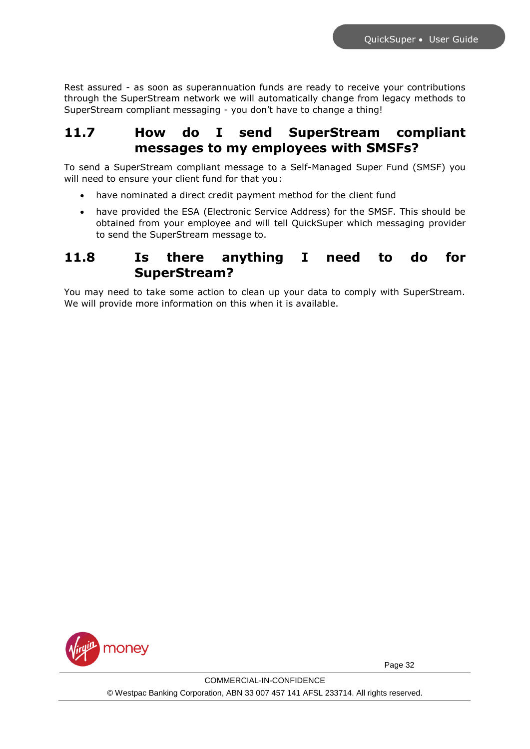Rest assured - as soon as superannuation funds are ready to receive your contributions through the SuperStream network we will automatically change from legacy methods to SuperStream compliant messaging - you don't have to change a thing!

## 11.7 How do I send SuperStream compliant messages to my employees with SMSFs?

To send a SuperStream compliant message to a Self-Managed Super Fund (SMSF) you will need to ensure your client fund for that you:

- have nominated a direct credit payment method for the client fund
- have provided the ESA (Electronic Service Address) for the SMSF. This should be obtained from your employee and will tell QuickSuper which messaging provider to send the SuperStream message to.

## 11.8 Is there anything I need to do for SuperStream?

You may need to take some action to clean up your data to comply with SuperStream. We will provide more information on this when it is available.

COMMERCIAL-IN-CONFIDENCE

© Westpac Banking Corporation, ABN 33 007 457 141 AFSL 233714. All rights reserved.